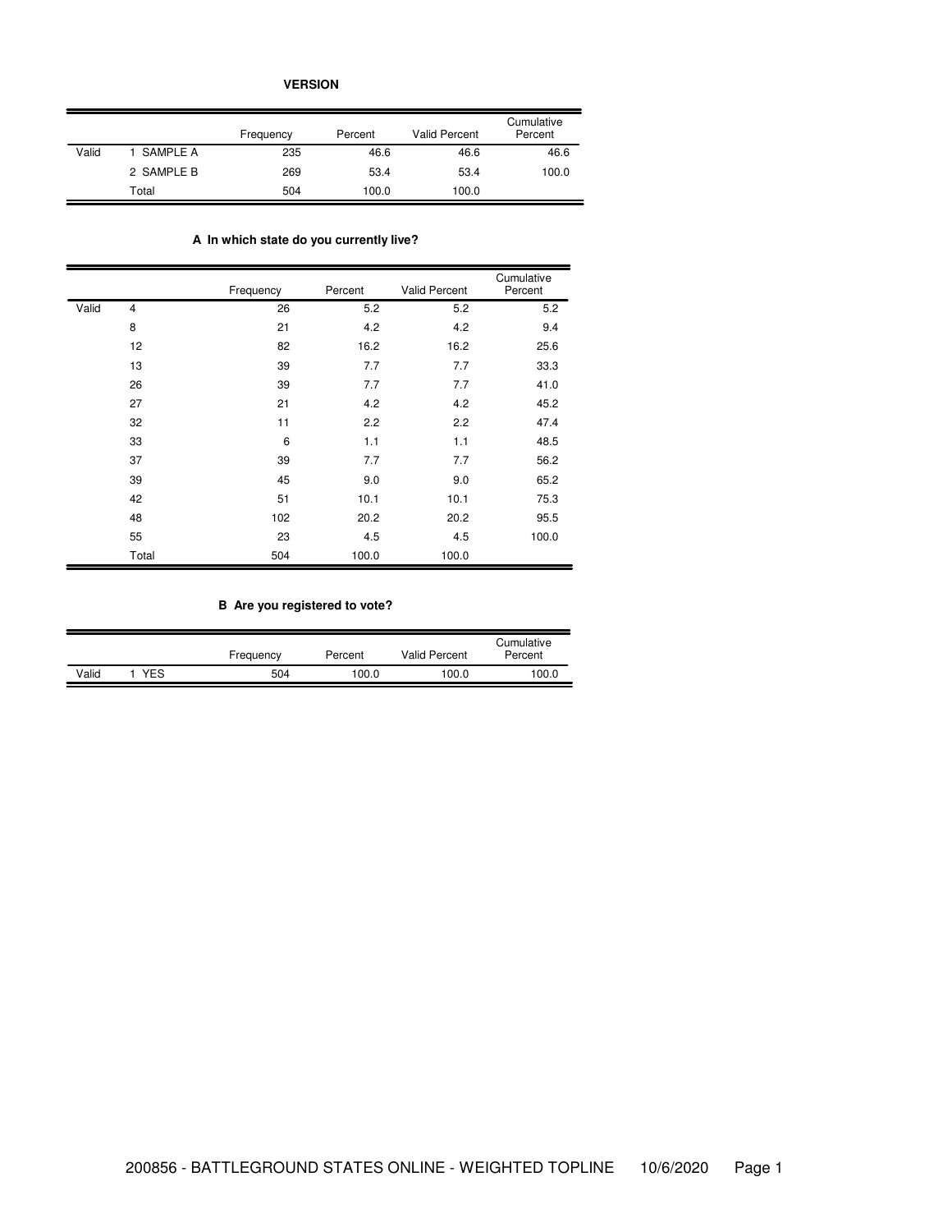**VERSION**

| | | Frequency | Percent | Valid Percent | Cumulative Percent |
|---|---|---|---|---|---|
| Valid | 1 SAMPLE A | 235 | 46.6 | 46.6 | 46.6 |
| | 2 SAMPLE B | 269 | 53.4 | 53.4 | 100.0 |
| | Total | 504 | 100.0 | 100.0 | |

**A In which state do you currently live?**

| | | Frequency | Percent | Valid Percent | Cumulative Percent |
|---|---|---|---|---|---|
| Valid | 4 | 26 | 5.2 | 5.2 | 5.2 |
| | 8 | 21 | 4.2 | 4.2 | 9.4 |
| | 12 | 82 | 16.2 | 16.2 | 25.6 |
| | 13 | 39 | 7.7 | 7.7 | 33.3 |
| | 26 | 39 | 7.7 | 7.7 | 41.0 |
| | 27 | 21 | 4.2 | 4.2 | 45.2 |
| | 32 | 11 | 2.2 | 2.2 | 47.4 |
| | 33 | 6 | 1.1 | 1.1 | 48.5 |
| | 37 | 39 | 7.7 | 7.7 | 56.2 |
| | 39 | 45 | 9.0 | 9.0 | 65.2 |
| | 42 | 51 | 10.1 | 10.1 | 75.3 |
| | 48 | 102 | 20.2 | 20.2 | 95.5 |
| | 55 | 23 | 4.5 | 4.5 | 100.0 |
| | Total | 504 | 100.0 | 100.0 | |

**B Are you registered to vote?**

| | | Frequency | Percent | Valid Percent | Cumulative Percent |
|---|---|---|---|---|---|
| Valid | 1 YES | 504 | 100.0 | 100.0 | 100.0 |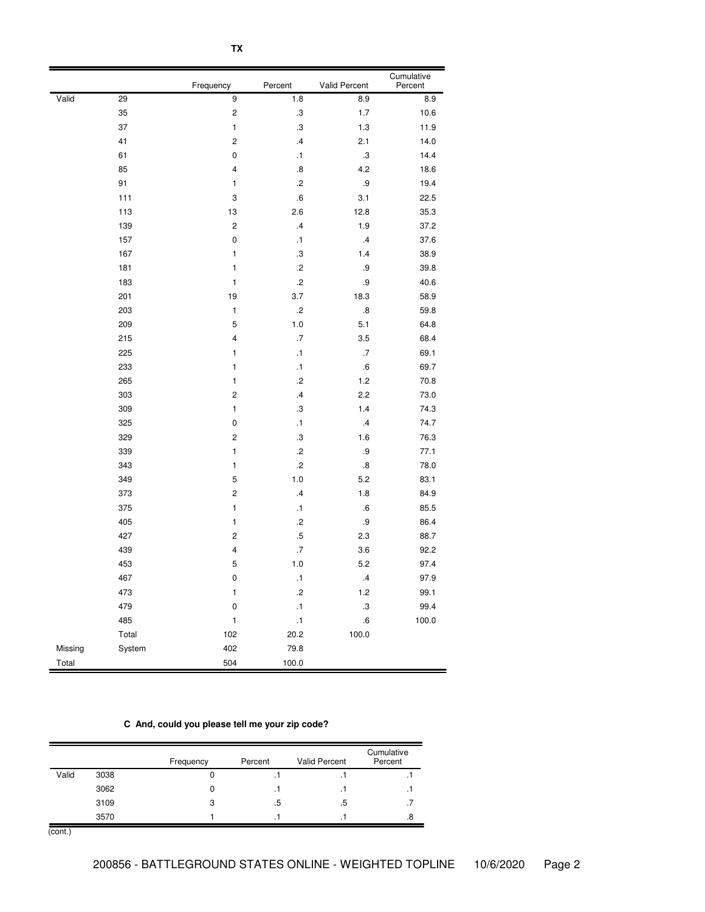**TX**

| | | Frequency | Percent | Valid Percent | Cumulative Percent |
|---|---|---|---|---|---|
| Valid | 29 | 9 | 1.8 | 8.9 | 8.9 |
| | 35 | 2 | .3 | 1.7 | 10.6 |
| | 37 | 1 | .3 | 1.3 | 11.9 |
| | 41 | 2 | .4 | 2.1 | 14.0 |
| | 61 | 0 | .1 | .3 | 14.4 |
| | 85 | 4 | .8 | 4.2 | 18.6 |
| | 91 | 1 | .2 | .9 | 19.4 |
| | 111 | 3 | .6 | 3.1 | 22.5 |
| | 113 | 13 | 2.6 | 12.8 | 35.3 |
| | 139 | 2 | .4 | 1.9 | 37.2 |
| | 157 | 0 | .1 | .4 | 37.6 |
| | 167 | 1 | .3 | 1.4 | 38.9 |
| | 181 | 1 | .2 | .9 | 39.8 |
| | 183 | 1 | .2 | .9 | 40.6 |
| | 201 | 19 | 3.7 | 18.3 | 58.9 |
| | 203 | 1 | .2 | .8 | 59.8 |
| | 209 | 5 | 1.0 | 5.1 | 64.8 |
| | 215 | 4 | .7 | 3.5 | 68.4 |
| | 225 | 1 | .1 | .7 | 69.1 |
| | 233 | 1 | .1 | .6 | 69.7 |
| | 265 | 1 | .2 | 1.2 | 70.8 |
| | 303 | 2 | .4 | 2.2 | 73.0 |
| | 309 | 1 | .3 | 1.4 | 74.3 |
| | 325 | 0 | .1 | .4 | 74.7 |
| | 329 | 2 | .3 | 1.6 | 76.3 |
| | 339 | 1 | .2 | .9 | 77.1 |
| | 343 | 1 | .2 | .8 | 78.0 |
| | 349 | 5 | 1.0 | 5.2 | 83.1 |
| | 373 | 2 | .4 | 1.8 | 84.9 |
| | 375 | 1 | .1 | .6 | 85.5 |
| | 405 | 1 | .2 | .9 | 86.4 |
| | 427 | 2 | .5 | 2.3 | 88.7 |
| | 439 | 4 | .7 | 3.6 | 92.2 |
| | 453 | 5 | 1.0 | 5.2 | 97.4 |
| | 467 | 0 | .1 | .4 | 97.9 |
| | 473 | 1 | .2 | 1.2 | 99.1 |
| | 479 | 0 | .1 | .3 | 99.4 |
| | 485 | 1 | .1 | .6 | 100.0 |
| | Total | 102 | 20.2 | 100.0 | |
| Missing | System | 402 | 79.8 | | |
| Total | | 504 | 100.0 | | |

**C And, could you please tell me your zip code?**

| | | Frequency | Percent | Valid Percent | Cumulative Percent |
|---|---|---|---|---|---|
| Valid | 3038 | 0 | .1 | .1 | .1 |
| | 3062 | 0 | .1 | .1 | .1 |
| | 3109 | 3 | .5 | .5 | .7 |
| | 3570 | 1 | .1 | .1 | .8 |

(cont.)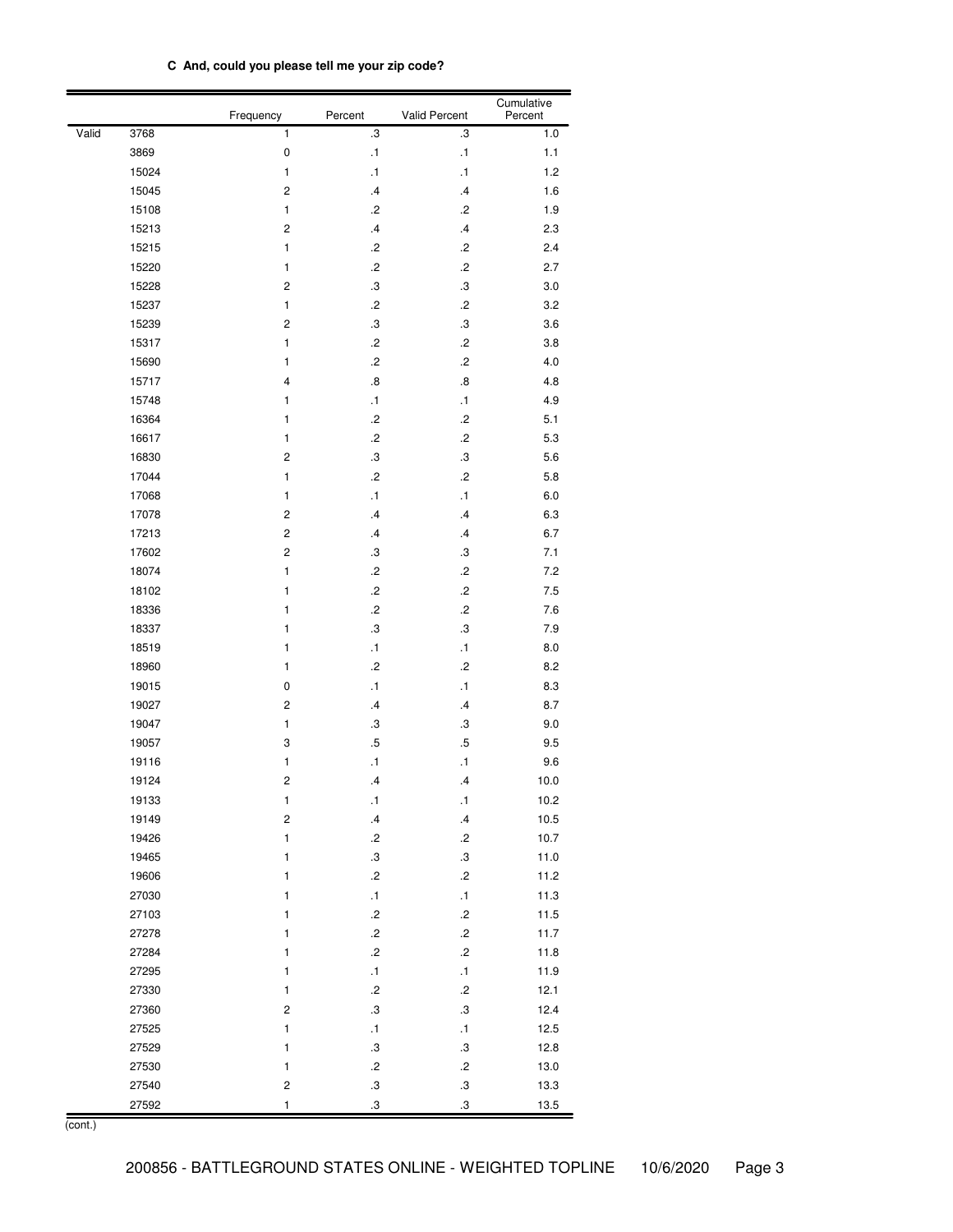**C And, could you please tell me your zip code?**

| | | Frequency | Percent | Valid Percent | Cumulative Percent |
|---|---|---|---|---|---|
| Valid | 3768 | 1 | .3 | .3 | 1.0 |
| | 3869 | 0 | .1 | .1 | 1.1 |
| | 15024 | 1 | .1 | .1 | 1.2 |
| | 15045 | 2 | .4 | .4 | 1.6 |
| | 15108 | 1 | .2 | .2 | 1.9 |
| | 15213 | 2 | .4 | .4 | 2.3 |
| | 15215 | 1 | .2 | .2 | 2.4 |
| | 15220 | 1 | .2 | .2 | 2.7 |
| | 15228 | 2 | .3 | .3 | 3.0 |
| | 15237 | 1 | .2 | .2 | 3.2 |
| | 15239 | 2 | .3 | .3 | 3.6 |
| | 15317 | 1 | .2 | .2 | 3.8 |
| | 15690 | 1 | .2 | .2 | 4.0 |
| | 15717 | 4 | .8 | .8 | 4.8 |
| | 15748 | 1 | .1 | .1 | 4.9 |
| | 16364 | 1 | .2 | .2 | 5.1 |
| | 16617 | 1 | .2 | .2 | 5.3 |
| | 16830 | 2 | .3 | .3 | 5.6 |
| | 17044 | 1 | .2 | .2 | 5.8 |
| | 17068 | 1 | .1 | .1 | 6.0 |
| | 17078 | 2 | .4 | .4 | 6.3 |
| | 17213 | 2 | .4 | .4 | 6.7 |
| | 17602 | 2 | .3 | .3 | 7.1 |
| | 18074 | 1 | .2 | .2 | 7.2 |
| | 18102 | 1 | .2 | .2 | 7.5 |
| | 18336 | 1 | .2 | .2 | 7.6 |
| | 18337 | 1 | .3 | .3 | 7.9 |
| | 18519 | 1 | .1 | .1 | 8.0 |
| | 18960 | 1 | .2 | .2 | 8.2 |
| | 19015 | 0 | .1 | .1 | 8.3 |
| | 19027 | 2 | .4 | .4 | 8.7 |
| | 19047 | 1 | .3 | .3 | 9.0 |
| | 19057 | 3 | .5 | .5 | 9.5 |
| | 19116 | 1 | .1 | .1 | 9.6 |
| | 19124 | 2 | .4 | .4 | 10.0 |
| | 19133 | 1 | .1 | .1 | 10.2 |
| | 19149 | 2 | .4 | .4 | 10.5 |
| | 19426 | 1 | .2 | .2 | 10.7 |
| | 19465 | 1 | .3 | .3 | 11.0 |
| | 19606 | 1 | .2 | .2 | 11.2 |
| | 27030 | 1 | .1 | .1 | 11.3 |
| | 27103 | 1 | .2 | .2 | 11.5 |
| | 27278 | 1 | .2 | .2 | 11.7 |
| | 27284 | 1 | .2 | .2 | 11.8 |
| | 27295 | 1 | .1 | .1 | 11.9 |
| | 27330 | 1 | .2 | .2 | 12.1 |
| | 27360 | 2 | .3 | .3 | 12.4 |
| | 27525 | 1 | .1 | .1 | 12.5 |
| | 27529 | 1 | .3 | .3 | 12.8 |
| | 27530 | 1 | .2 | .2 | 13.0 |
| | 27540 | 2 | .3 | .3 | 13.3 |
| | 27592 | 1 | .3 | .3 | 13.5 |

(cont.)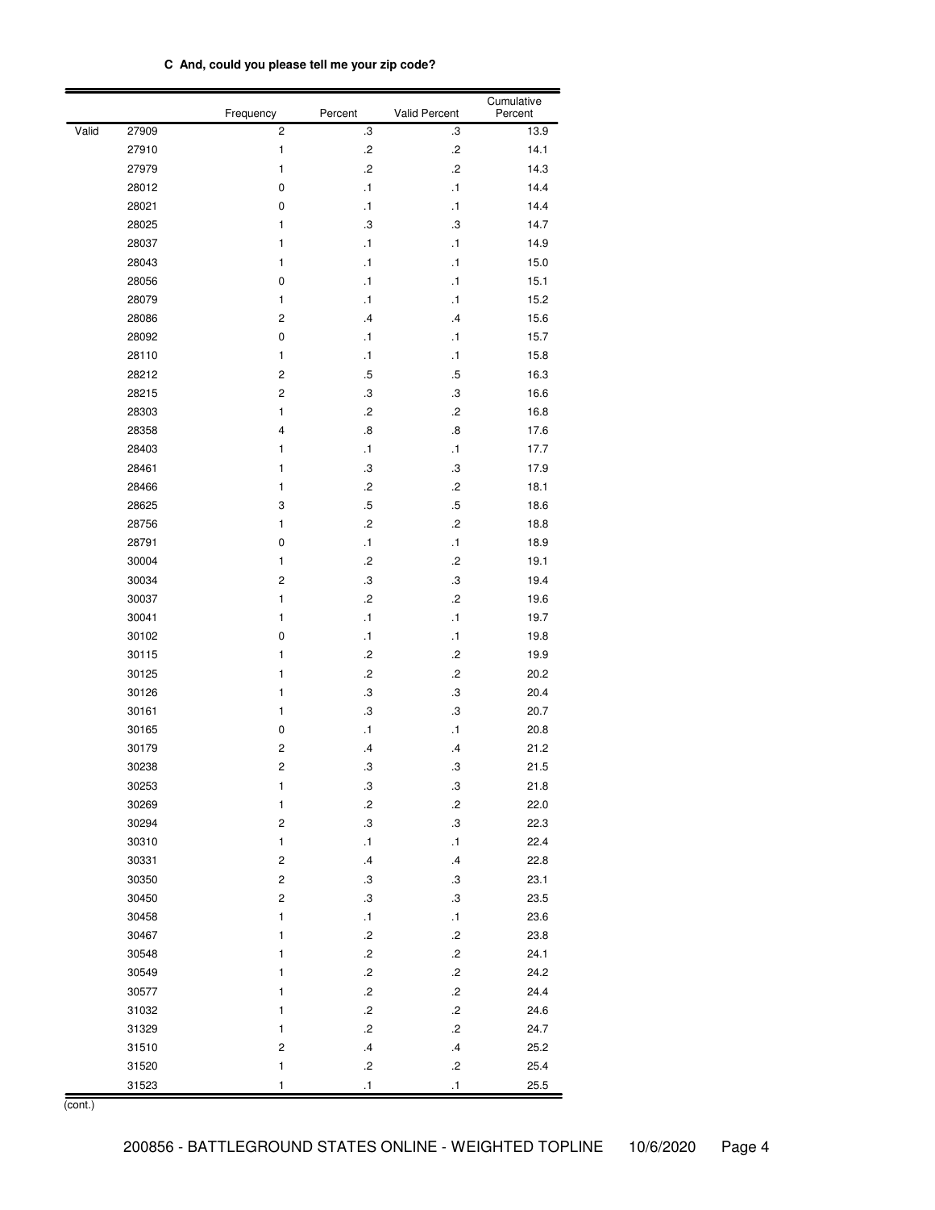**C And, could you please tell me your zip code?**

| | | Frequency | Percent | Valid Percent | Cumulative Percent |
|---|---|---|---|---|---|
| Valid | 27909 | 2 | .3 | .3 | 13.9 |
| | 27910 | 1 | .2 | .2 | 14.1 |
| | 27979 | 1 | .2 | .2 | 14.3 |
| | 28012 | 0 | .1 | .1 | 14.4 |
| | 28021 | 0 | .1 | .1 | 14.4 |
| | 28025 | 1 | .3 | .3 | 14.7 |
| | 28037 | 1 | .1 | .1 | 14.9 |
| | 28043 | 1 | .1 | .1 | 15.0 |
| | 28056 | 0 | .1 | .1 | 15.1 |
| | 28079 | 1 | .1 | .1 | 15.2 |
| | 28086 | 2 | .4 | .4 | 15.6 |
| | 28092 | 0 | .1 | .1 | 15.7 |
| | 28110 | 1 | .1 | .1 | 15.8 |
| | 28212 | 2 | .5 | .5 | 16.3 |
| | 28215 | 2 | .3 | .3 | 16.6 |
| | 28303 | 1 | .2 | .2 | 16.8 |
| | 28358 | 4 | .8 | .8 | 17.6 |
| | 28403 | 1 | .1 | .1 | 17.7 |
| | 28461 | 1 | .3 | .3 | 17.9 |
| | 28466 | 1 | .2 | .2 | 18.1 |
| | 28625 | 3 | .5 | .5 | 18.6 |
| | 28756 | 1 | .2 | .2 | 18.8 |
| | 28791 | 0 | .1 | .1 | 18.9 |
| | 30004 | 1 | .2 | .2 | 19.1 |
| | 30034 | 2 | .3 | .3 | 19.4 |
| | 30037 | 1 | .2 | .2 | 19.6 |
| | 30041 | 1 | .1 | .1 | 19.7 |
| | 30102 | 0 | .1 | .1 | 19.8 |
| | 30115 | 1 | .2 | .2 | 19.9 |
| | 30125 | 1 | .2 | .2 | 20.2 |
| | 30126 | 1 | .3 | .3 | 20.4 |
| | 30161 | 1 | .3 | .3 | 20.7 |
| | 30165 | 0 | .1 | .1 | 20.8 |
| | 30179 | 2 | .4 | .4 | 21.2 |
| | 30238 | 2 | .3 | .3 | 21.5 |
| | 30253 | 1 | .3 | .3 | 21.8 |
| | 30269 | 1 | .2 | .2 | 22.0 |
| | 30294 | 2 | .3 | .3 | 22.3 |
| | 30310 | 1 | .1 | .1 | 22.4 |
| | 30331 | 2 | .4 | .4 | 22.8 |
| | 30350 | 2 | .3 | .3 | 23.1 |
| | 30450 | 2 | .3 | .3 | 23.5 |
| | 30458 | 1 | .1 | .1 | 23.6 |
| | 30467 | 1 | .2 | .2 | 23.8 |
| | 30548 | 1 | .2 | .2 | 24.1 |
| | 30549 | 1 | .2 | .2 | 24.2 |
| | 30577 | 1 | .2 | .2 | 24.4 |
| | 31032 | 1 | .2 | .2 | 24.6 |
| | 31329 | 1 | .2 | .2 | 24.7 |
| | 31510 | 2 | .4 | .4 | 25.2 |
| | 31520 | 1 | .2 | .2 | 25.4 |
| | 31523 | 1 | .1 | .1 | 25.5 |

(cont.)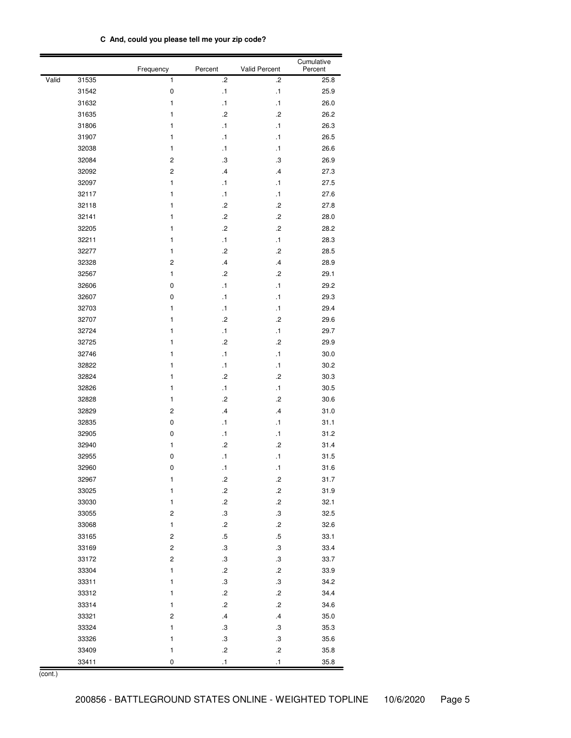**C And, could you please tell me your zip code?**

| | | Frequency | Percent | Valid Percent | Cumulative Percent |
|---|---|---|---|---|---|
| Valid | 31535 | 1 | .2 | .2 | 25.8 |
| | 31542 | 0 | .1 | .1 | 25.9 |
| | 31632 | 1 | .1 | .1 | 26.0 |
| | 31635 | 1 | .2 | .2 | 26.2 |
| | 31806 | 1 | .1 | .1 | 26.3 |
| | 31907 | 1 | .1 | .1 | 26.5 |
| | 32038 | 1 | .1 | .1 | 26.6 |
| | 32084 | 2 | .3 | .3 | 26.9 |
| | 32092 | 2 | .4 | .4 | 27.3 |
| | 32097 | 1 | .1 | .1 | 27.5 |
| | 32117 | 1 | .1 | .1 | 27.6 |
| | 32118 | 1 | .2 | .2 | 27.8 |
| | 32141 | 1 | .2 | .2 | 28.0 |
| | 32205 | 1 | .2 | .2 | 28.2 |
| | 32211 | 1 | .1 | .1 | 28.3 |
| | 32277 | 1 | .2 | .2 | 28.5 |
| | 32328 | 2 | .4 | .4 | 28.9 |
| | 32567 | 1 | .2 | .2 | 29.1 |
| | 32606 | 0 | .1 | .1 | 29.2 |
| | 32607 | 0 | .1 | .1 | 29.3 |
| | 32703 | 1 | .1 | .1 | 29.4 |
| | 32707 | 1 | .2 | .2 | 29.6 |
| | 32724 | 1 | .1 | .1 | 29.7 |
| | 32725 | 1 | .2 | .2 | 29.9 |
| | 32746 | 1 | .1 | .1 | 30.0 |
| | 32822 | 1 | .1 | .1 | 30.2 |
| | 32824 | 1 | .2 | .2 | 30.3 |
| | 32826 | 1 | .1 | .1 | 30.5 |
| | 32828 | 1 | .2 | .2 | 30.6 |
| | 32829 | 2 | .4 | .4 | 31.0 |
| | 32835 | 0 | .1 | .1 | 31.1 |
| | 32905 | 0 | .1 | .1 | 31.2 |
| | 32940 | 1 | .2 | .2 | 31.4 |
| | 32955 | 0 | .1 | .1 | 31.5 |
| | 32960 | 0 | .1 | .1 | 31.6 |
| | 32967 | 1 | .2 | .2 | 31.7 |
| | 33025 | 1 | .2 | .2 | 31.9 |
| | 33030 | 1 | .2 | .2 | 32.1 |
| | 33055 | 2 | .3 | .3 | 32.5 |
| | 33068 | 1 | .2 | .2 | 32.6 |
| | 33165 | 2 | .5 | .5 | 33.1 |
| | 33169 | 2 | .3 | .3 | 33.4 |
| | 33172 | 2 | .3 | .3 | 33.7 |
| | 33304 | 1 | .2 | .2 | 33.9 |
| | 33311 | 1 | .3 | .3 | 34.2 |
| | 33312 | 1 | .2 | .2 | 34.4 |
| | 33314 | 1 | .2 | .2 | 34.6 |
| | 33321 | 2 | .4 | .4 | 35.0 |
| | 33324 | 1 | .3 | .3 | 35.3 |
| | 33326 | 1 | .3 | .3 | 35.6 |
| | 33409 | 1 | .2 | .2 | 35.8 |
| | 33411 | 0 | .1 | .1 | 35.8 |

(cont.)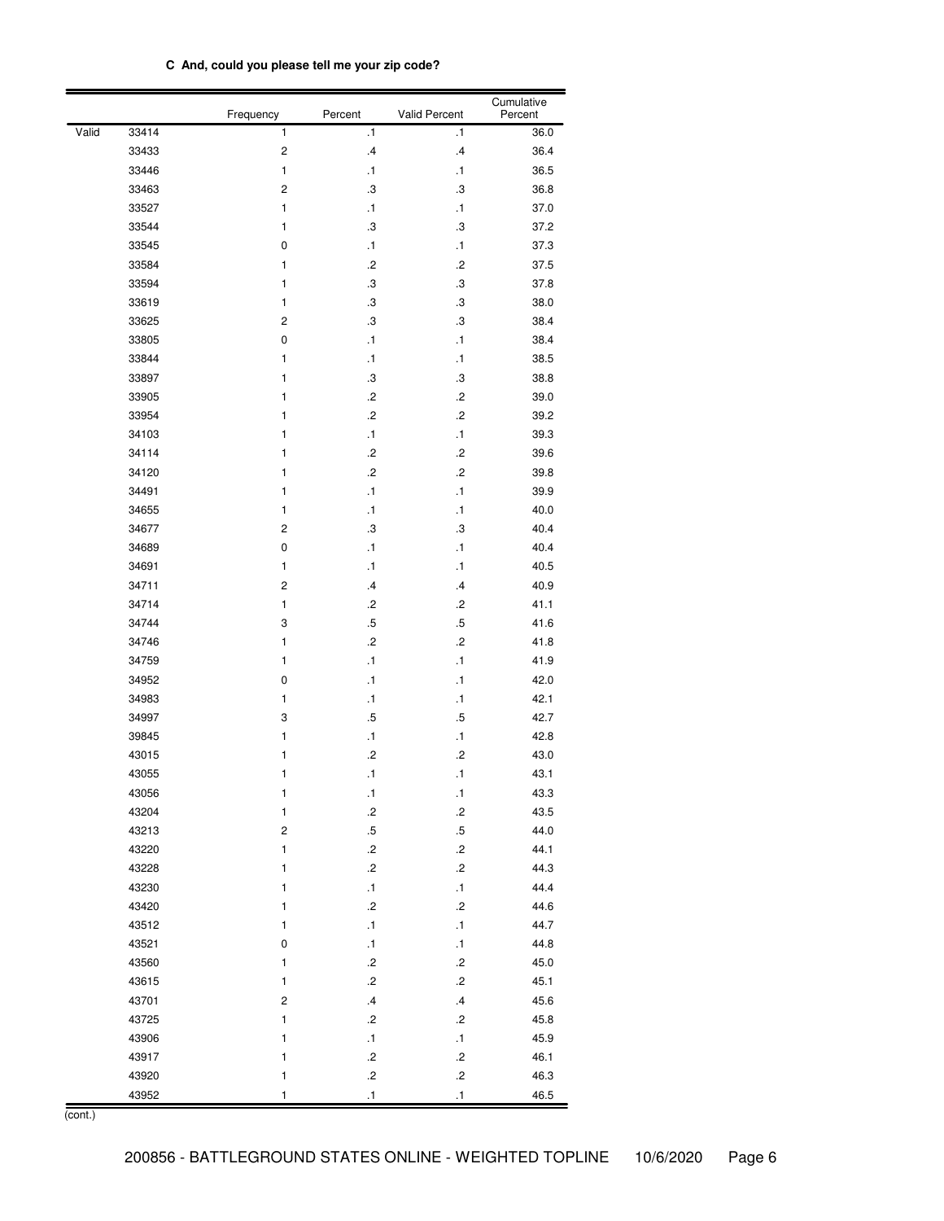**C And, could you please tell me your zip code?**

| | | Frequency | Percent | Valid Percent | Cumulative Percent |
|---|---|---|---|---|---|
| Valid | 33414 | 1 | .1 | .1 | 36.0 |
| | 33433 | 2 | .4 | .4 | 36.4 |
| | 33446 | 1 | .1 | .1 | 36.5 |
| | 33463 | 2 | .3 | .3 | 36.8 |
| | 33527 | 1 | .1 | .1 | 37.0 |
| | 33544 | 1 | .3 | .3 | 37.2 |
| | 33545 | 0 | .1 | .1 | 37.3 |
| | 33584 | 1 | .2 | .2 | 37.5 |
| | 33594 | 1 | .3 | .3 | 37.8 |
| | 33619 | 1 | .3 | .3 | 38.0 |
| | 33625 | 2 | .3 | .3 | 38.4 |
| | 33805 | 0 | .1 | .1 | 38.4 |
| | 33844 | 1 | .1 | .1 | 38.5 |
| | 33897 | 1 | .3 | .3 | 38.8 |
| | 33905 | 1 | .2 | .2 | 39.0 |
| | 33954 | 1 | .2 | .2 | 39.2 |
| | 34103 | 1 | .1 | .1 | 39.3 |
| | 34114 | 1 | .2 | .2 | 39.6 |
| | 34120 | 1 | .2 | .2 | 39.8 |
| | 34491 | 1 | .1 | .1 | 39.9 |
| | 34655 | 1 | .1 | .1 | 40.0 |
| | 34677 | 2 | .3 | .3 | 40.4 |
| | 34689 | 0 | .1 | .1 | 40.4 |
| | 34691 | 1 | .1 | .1 | 40.5 |
| | 34711 | 2 | .4 | .4 | 40.9 |
| | 34714 | 1 | .2 | .2 | 41.1 |
| | 34744 | 3 | .5 | .5 | 41.6 |
| | 34746 | 1 | .2 | .2 | 41.8 |
| | 34759 | 1 | .1 | .1 | 41.9 |
| | 34952 | 0 | .1 | .1 | 42.0 |
| | 34983 | 1 | .1 | .1 | 42.1 |
| | 34997 | 3 | .5 | .5 | 42.7 |
| | 39845 | 1 | .1 | .1 | 42.8 |
| | 43015 | 1 | .2 | .2 | 43.0 |
| | 43055 | 1 | .1 | .1 | 43.1 |
| | 43056 | 1 | .1 | .1 | 43.3 |
| | 43204 | 1 | .2 | .2 | 43.5 |
| | 43213 | 2 | .5 | .5 | 44.0 |
| | 43220 | 1 | .2 | .2 | 44.1 |
| | 43228 | 1 | .2 | .2 | 44.3 |
| | 43230 | 1 | .1 | .1 | 44.4 |
| | 43420 | 1 | .2 | .2 | 44.6 |
| | 43512 | 1 | .1 | .1 | 44.7 |
| | 43521 | 0 | .1 | .1 | 44.8 |
| | 43560 | 1 | .2 | .2 | 45.0 |
| | 43615 | 1 | .2 | .2 | 45.1 |
| | 43701 | 2 | .4 | .4 | 45.6 |
| | 43725 | 1 | .2 | .2 | 45.8 |
| | 43906 | 1 | .1 | .1 | 45.9 |
| | 43917 | 1 | .2 | .2 | 46.1 |
| | 43920 | 1 | .2 | .2 | 46.3 |
| | 43952 | 1 | .1 | .1 | 46.5 |

(cont.)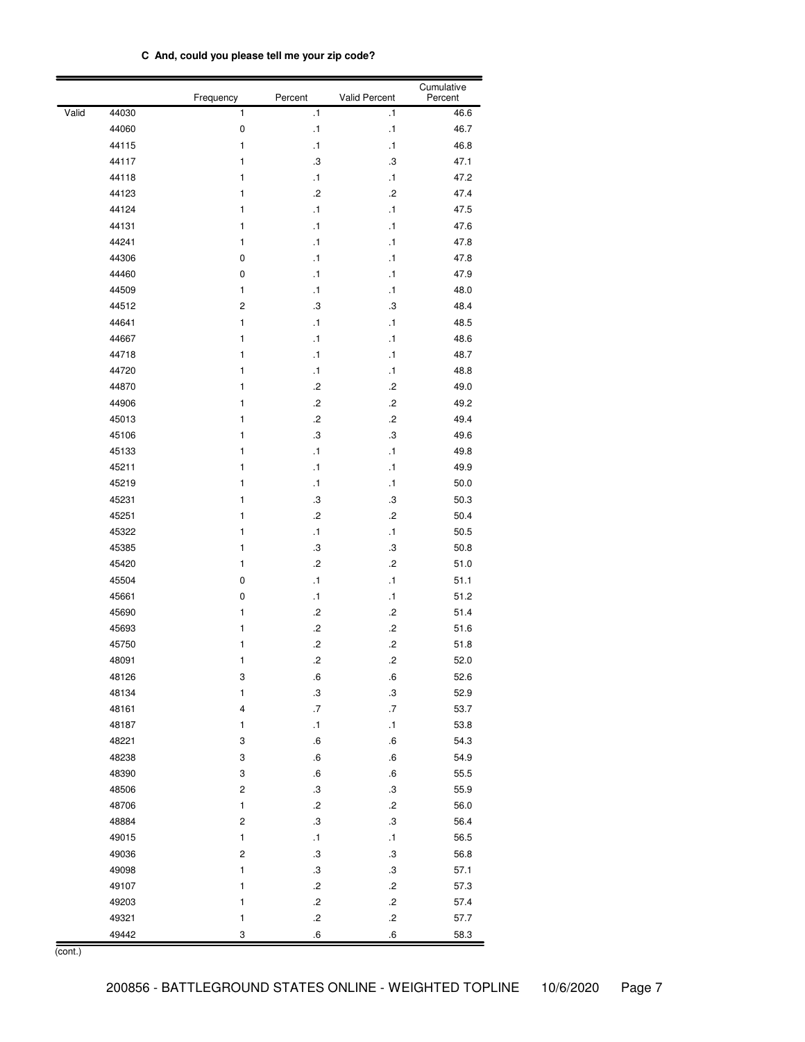**C And, could you please tell me your zip code?**

| | | Frequency | Percent | Valid Percent | Cumulative Percent |
|---|---|---|---|---|---|
| Valid | 44030 | 1 | .1 | .1 | 46.6 |
| | 44060 | 0 | .1 | .1 | 46.7 |
| | 44115 | 1 | .1 | .1 | 46.8 |
| | 44117 | 1 | .3 | .3 | 47.1 |
| | 44118 | 1 | .1 | .1 | 47.2 |
| | 44123 | 1 | .2 | .2 | 47.4 |
| | 44124 | 1 | .1 | .1 | 47.5 |
| | 44131 | 1 | .1 | .1 | 47.6 |
| | 44241 | 1 | .1 | .1 | 47.8 |
| | 44306 | 0 | .1 | .1 | 47.8 |
| | 44460 | 0 | .1 | .1 | 47.9 |
| | 44509 | 1 | .1 | .1 | 48.0 |
| | 44512 | 2 | .3 | .3 | 48.4 |
| | 44641 | 1 | .1 | .1 | 48.5 |
| | 44667 | 1 | .1 | .1 | 48.6 |
| | 44718 | 1 | .1 | .1 | 48.7 |
| | 44720 | 1 | .1 | .1 | 48.8 |
| | 44870 | 1 | .2 | .2 | 49.0 |
| | 44906 | 1 | .2 | .2 | 49.2 |
| | 45013 | 1 | .2 | .2 | 49.4 |
| | 45106 | 1 | .3 | .3 | 49.6 |
| | 45133 | 1 | .1 | .1 | 49.8 |
| | 45211 | 1 | .1 | .1 | 49.9 |
| | 45219 | 1 | .1 | .1 | 50.0 |
| | 45231 | 1 | .3 | .3 | 50.3 |
| | 45251 | 1 | .2 | .2 | 50.4 |
| | 45322 | 1 | .1 | .1 | 50.5 |
| | 45385 | 1 | .3 | .3 | 50.8 |
| | 45420 | 1 | .2 | .2 | 51.0 |
| | 45504 | 0 | .1 | .1 | 51.1 |
| | 45661 | 0 | .1 | .1 | 51.2 |
| | 45690 | 1 | .2 | .2 | 51.4 |
| | 45693 | 1 | .2 | .2 | 51.6 |
| | 45750 | 1 | .2 | .2 | 51.8 |
| | 48091 | 1 | .2 | .2 | 52.0 |
| | 48126 | 3 | .6 | .6 | 52.6 |
| | 48134 | 1 | .3 | .3 | 52.9 |
| | 48161 | 4 | .7 | .7 | 53.7 |
| | 48187 | 1 | .1 | .1 | 53.8 |
| | 48221 | 3 | .6 | .6 | 54.3 |
| | 48238 | 3 | .6 | .6 | 54.9 |
| | 48390 | 3 | .6 | .6 | 55.5 |
| | 48506 | 2 | .3 | .3 | 55.9 |
| | 48706 | 1 | .2 | .2 | 56.0 |
| | 48884 | 2 | .3 | .3 | 56.4 |
| | 49015 | 1 | .1 | .1 | 56.5 |
| | 49036 | 2 | .3 | .3 | 56.8 |
| | 49098 | 1 | .3 | .3 | 57.1 |
| | 49107 | 1 | .2 | .2 | 57.3 |
| | 49203 | 1 | .2 | .2 | 57.4 |
| | 49321 | 1 | .2 | .2 | 57.7 |
| | 49442 | 3 | .6 | .6 | 58.3 |

(cont.)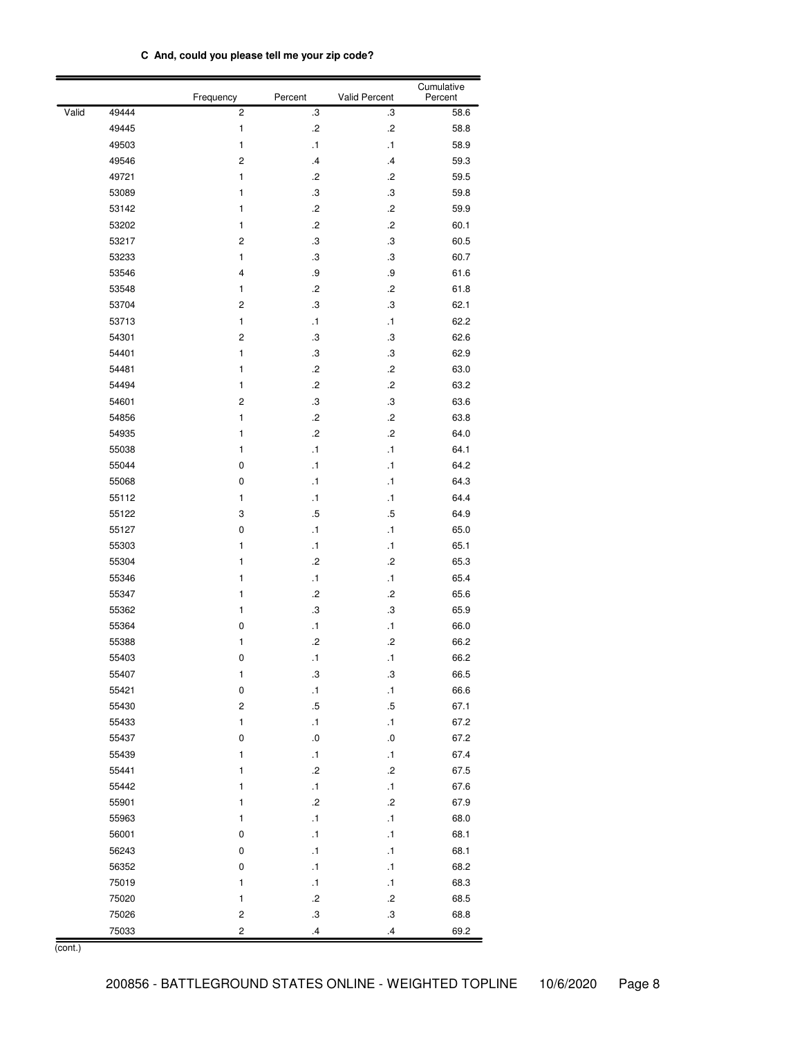**C And, could you please tell me your zip code?**

| | | Frequency | Percent | Valid Percent | Cumulative Percent |
|---|---|---|---|---|---|
| Valid | 49444 | 2 | .3 | .3 | 58.6 |
| | 49445 | 1 | .2 | .2 | 58.8 |
| | 49503 | 1 | .1 | .1 | 58.9 |
| | 49546 | 2 | .4 | .4 | 59.3 |
| | 49721 | 1 | .2 | .2 | 59.5 |
| | 53089 | 1 | .3 | .3 | 59.8 |
| | 53142 | 1 | .2 | .2 | 59.9 |
| | 53202 | 1 | .2 | .2 | 60.1 |
| | 53217 | 2 | .3 | .3 | 60.5 |
| | 53233 | 1 | .3 | .3 | 60.7 |
| | 53546 | 4 | .9 | .9 | 61.6 |
| | 53548 | 1 | .2 | .2 | 61.8 |
| | 53704 | 2 | .3 | .3 | 62.1 |
| | 53713 | 1 | .1 | .1 | 62.2 |
| | 54301 | 2 | .3 | .3 | 62.6 |
| | 54401 | 1 | .3 | .3 | 62.9 |
| | 54481 | 1 | .2 | .2 | 63.0 |
| | 54494 | 1 | .2 | .2 | 63.2 |
| | 54601 | 2 | .3 | .3 | 63.6 |
| | 54856 | 1 | .2 | .2 | 63.8 |
| | 54935 | 1 | .2 | .2 | 64.0 |
| | 55038 | 1 | .1 | .1 | 64.1 |
| | 55044 | 0 | .1 | .1 | 64.2 |
| | 55068 | 0 | .1 | .1 | 64.3 |
| | 55112 | 1 | .1 | .1 | 64.4 |
| | 55122 | 3 | .5 | .5 | 64.9 |
| | 55127 | 0 | .1 | .1 | 65.0 |
| | 55303 | 1 | .1 | .1 | 65.1 |
| | 55304 | 1 | .2 | .2 | 65.3 |
| | 55346 | 1 | .1 | .1 | 65.4 |
| | 55347 | 1 | .2 | .2 | 65.6 |
| | 55362 | 1 | .3 | .3 | 65.9 |
| | 55364 | 0 | .1 | .1 | 66.0 |
| | 55388 | 1 | .2 | .2 | 66.2 |
| | 55403 | 0 | .1 | .1 | 66.2 |
| | 55407 | 1 | .3 | .3 | 66.5 |
| | 55421 | 0 | .1 | .1 | 66.6 |
| | 55430 | 2 | .5 | .5 | 67.1 |
| | 55433 | 1 | .1 | .1 | 67.2 |
| | 55437 | 0 | .0 | .0 | 67.2 |
| | 55439 | 1 | .1 | .1 | 67.4 |
| | 55441 | 1 | .2 | .2 | 67.5 |
| | 55442 | 1 | .1 | .1 | 67.6 |
| | 55901 | 1 | .2 | .2 | 67.9 |
| | 55963 | 1 | .1 | .1 | 68.0 |
| | 56001 | 0 | .1 | .1 | 68.1 |
| | 56243 | 0 | .1 | .1 | 68.1 |
| | 56352 | 0 | .1 | .1 | 68.2 |
| | 75019 | 1 | .1 | .1 | 68.3 |
| | 75020 | 1 | .2 | .2 | 68.5 |
| | 75026 | 2 | .3 | .3 | 68.8 |
| | 75033 | 2 | .4 | .4 | 69.2 |

(cont.)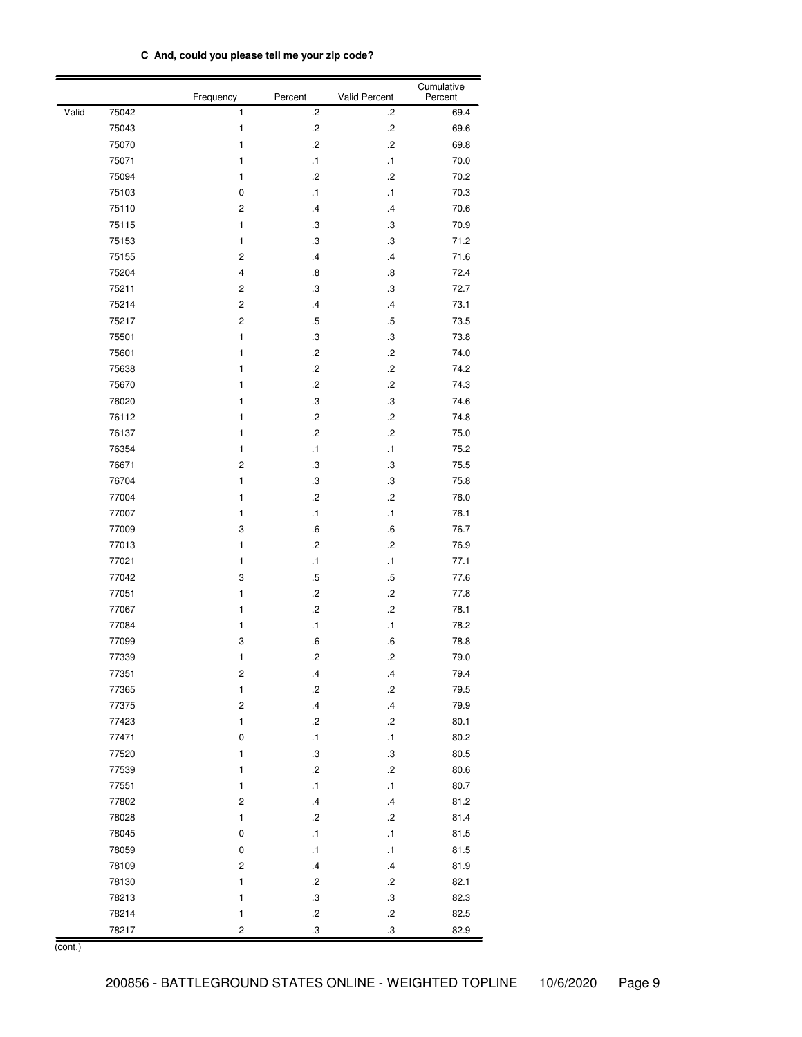**C And, could you please tell me your zip code?**

| | | Frequency | Percent | Valid Percent | Cumulative Percent |
|---|---|---|---|---|---|
| Valid | 75042 | 1 | .2 | .2 | 69.4 |
| | 75043 | 1 | .2 | .2 | 69.6 |
| | 75070 | 1 | .2 | .2 | 69.8 |
| | 75071 | 1 | .1 | .1 | 70.0 |
| | 75094 | 1 | .2 | .2 | 70.2 |
| | 75103 | 0 | .1 | .1 | 70.3 |
| | 75110 | 2 | .4 | .4 | 70.6 |
| | 75115 | 1 | .3 | .3 | 70.9 |
| | 75153 | 1 | .3 | .3 | 71.2 |
| | 75155 | 2 | .4 | .4 | 71.6 |
| | 75204 | 4 | .8 | .8 | 72.4 |
| | 75211 | 2 | .3 | .3 | 72.7 |
| | 75214 | 2 | .4 | .4 | 73.1 |
| | 75217 | 2 | .5 | .5 | 73.5 |
| | 75501 | 1 | .3 | .3 | 73.8 |
| | 75601 | 1 | .2 | .2 | 74.0 |
| | 75638 | 1 | .2 | .2 | 74.2 |
| | 75670 | 1 | .2 | .2 | 74.3 |
| | 76020 | 1 | .3 | .3 | 74.6 |
| | 76112 | 1 | .2 | .2 | 74.8 |
| | 76137 | 1 | .2 | .2 | 75.0 |
| | 76354 | 1 | .1 | .1 | 75.2 |
| | 76671 | 2 | .3 | .3 | 75.5 |
| | 76704 | 1 | .3 | .3 | 75.8 |
| | 77004 | 1 | .2 | .2 | 76.0 |
| | 77007 | 1 | .1 | .1 | 76.1 |
| | 77009 | 3 | .6 | .6 | 76.7 |
| | 77013 | 1 | .2 | .2 | 76.9 |
| | 77021 | 1 | .1 | .1 | 77.1 |
| | 77042 | 3 | .5 | .5 | 77.6 |
| | 77051 | 1 | .2 | .2 | 77.8 |
| | 77067 | 1 | .2 | .2 | 78.1 |
| | 77084 | 1 | .1 | .1 | 78.2 |
| | 77099 | 3 | .6 | .6 | 78.8 |
| | 77339 | 1 | .2 | .2 | 79.0 |
| | 77351 | 2 | .4 | .4 | 79.4 |
| | 77365 | 1 | .2 | .2 | 79.5 |
| | 77375 | 2 | .4 | .4 | 79.9 |
| | 77423 | 1 | .2 | .2 | 80.1 |
| | 77471 | 0 | .1 | .1 | 80.2 |
| | 77520 | 1 | .3 | .3 | 80.5 |
| | 77539 | 1 | .2 | .2 | 80.6 |
| | 77551 | 1 | .1 | .1 | 80.7 |
| | 77802 | 2 | .4 | .4 | 81.2 |
| | 78028 | 1 | .2 | .2 | 81.4 |
| | 78045 | 0 | .1 | .1 | 81.5 |
| | 78059 | 0 | .1 | .1 | 81.5 |
| | 78109 | 2 | .4 | .4 | 81.9 |
| | 78130 | 1 | .2 | .2 | 82.1 |
| | 78213 | 1 | .3 | .3 | 82.3 |
| | 78214 | 1 | .2 | .2 | 82.5 |
| | 78217 | 2 | .3 | .3 | 82.9 |

(cont.)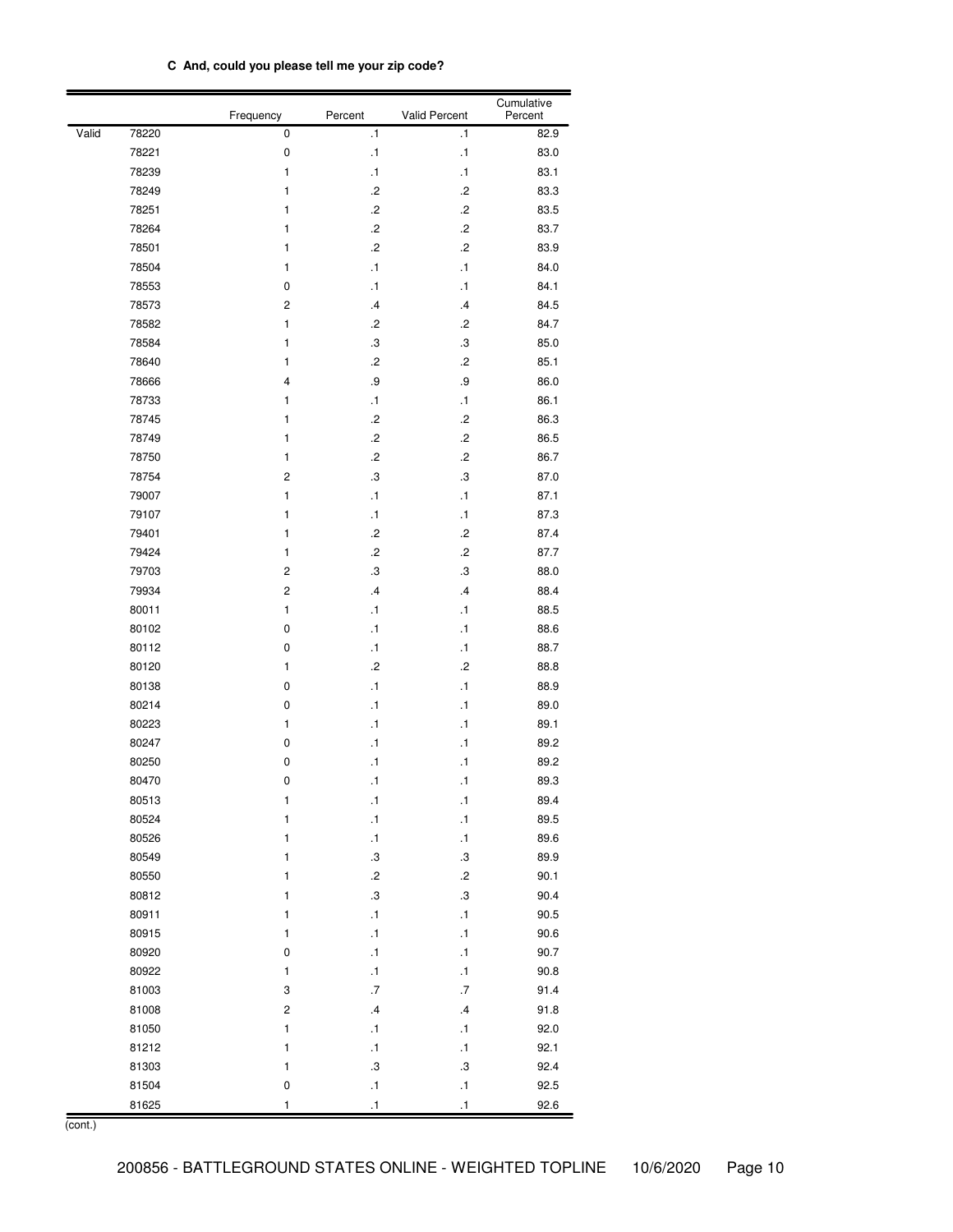**C And, could you please tell me your zip code?**

| | | Frequency | Percent | Valid Percent | Cumulative Percent |
|---|---|---|---|---|---|
| Valid | 78220 | 0 | .1 | .1 | 82.9 |
| | 78221 | 0 | .1 | .1 | 83.0 |
| | 78239 | 1 | .1 | .1 | 83.1 |
| | 78249 | 1 | .2 | .2 | 83.3 |
| | 78251 | 1 | .2 | .2 | 83.5 |
| | 78264 | 1 | .2 | .2 | 83.7 |
| | 78501 | 1 | .2 | .2 | 83.9 |
| | 78504 | 1 | .1 | .1 | 84.0 |
| | 78553 | 0 | .1 | .1 | 84.1 |
| | 78573 | 2 | .4 | .4 | 84.5 |
| | 78582 | 1 | .2 | .2 | 84.7 |
| | 78584 | 1 | .3 | .3 | 85.0 |
| | 78640 | 1 | .2 | .2 | 85.1 |
| | 78666 | 4 | .9 | .9 | 86.0 |
| | 78733 | 1 | .1 | .1 | 86.1 |
| | 78745 | 1 | .2 | .2 | 86.3 |
| | 78749 | 1 | .2 | .2 | 86.5 |
| | 78750 | 1 | .2 | .2 | 86.7 |
| | 78754 | 2 | .3 | .3 | 87.0 |
| | 79007 | 1 | .1 | .1 | 87.1 |
| | 79107 | 1 | .1 | .1 | 87.3 |
| | 79401 | 1 | .2 | .2 | 87.4 |
| | 79424 | 1 | .2 | .2 | 87.7 |
| | 79703 | 2 | .3 | .3 | 88.0 |
| | 79934 | 2 | .4 | .4 | 88.4 |
| | 80011 | 1 | .1 | .1 | 88.5 |
| | 80102 | 0 | .1 | .1 | 88.6 |
| | 80112 | 0 | .1 | .1 | 88.7 |
| | 80120 | 1 | .2 | .2 | 88.8 |
| | 80138 | 0 | .1 | .1 | 88.9 |
| | 80214 | 0 | .1 | .1 | 89.0 |
| | 80223 | 1 | .1 | .1 | 89.1 |
| | 80247 | 0 | .1 | .1 | 89.2 |
| | 80250 | 0 | .1 | .1 | 89.2 |
| | 80470 | 0 | .1 | .1 | 89.3 |
| | 80513 | 1 | .1 | .1 | 89.4 |
| | 80524 | 1 | .1 | .1 | 89.5 |
| | 80526 | 1 | .1 | .1 | 89.6 |
| | 80549 | 1 | .3 | .3 | 89.9 |
| | 80550 | 1 | .2 | .2 | 90.1 |
| | 80812 | 1 | .3 | .3 | 90.4 |
| | 80911 | 1 | .1 | .1 | 90.5 |
| | 80915 | 1 | .1 | .1 | 90.6 |
| | 80920 | 0 | .1 | .1 | 90.7 |
| | 80922 | 1 | .1 | .1 | 90.8 |
| | 81003 | 3 | .7 | .7 | 91.4 |
| | 81008 | 2 | .4 | .4 | 91.8 |
| | 81050 | 1 | .1 | .1 | 92.0 |
| | 81212 | 1 | .1 | .1 | 92.1 |
| | 81303 | 1 | .3 | .3 | 92.4 |
| | 81504 | 0 | .1 | .1 | 92.5 |
| | 81625 | 1 | .1 | .1 | 92.6 |

(cont.)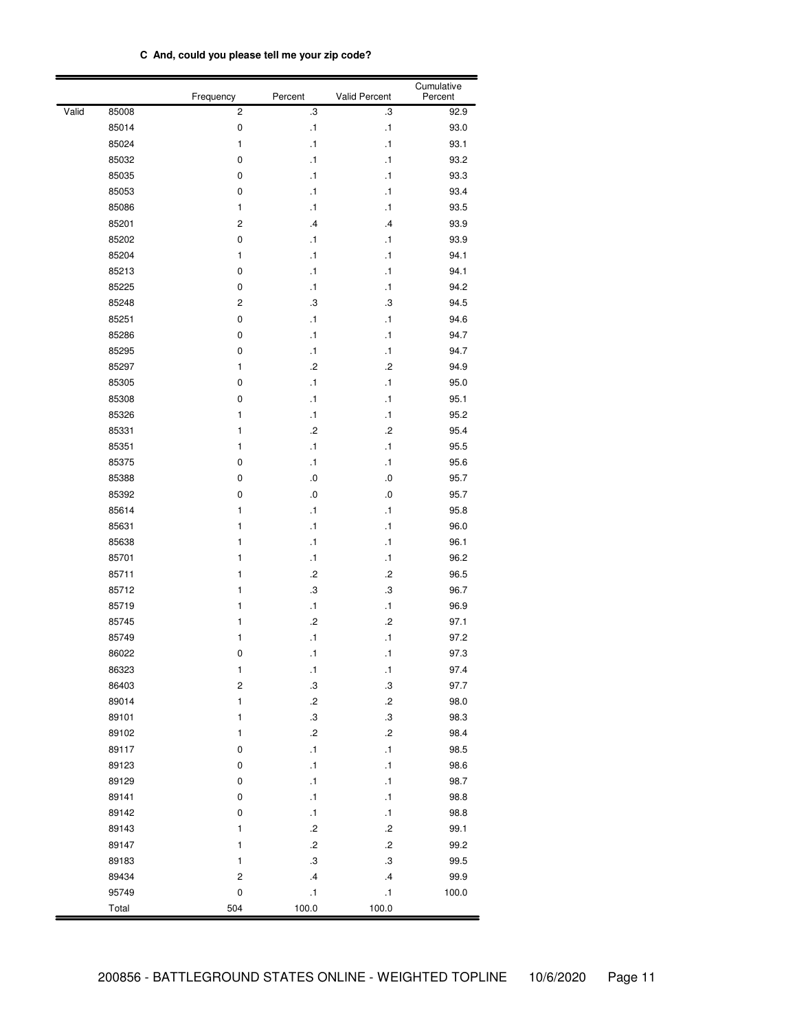**C And, could you please tell me your zip code?**

| | | Frequency | Percent | Valid Percent | Cumulative Percent |
|---|---|---|---|---|---|
| Valid | 85008 | 2 | .3 | .3 | 92.9 |
| | 85014 | 0 | .1 | .1 | 93.0 |
| | 85024 | 1 | .1 | .1 | 93.1 |
| | 85032 | 0 | .1 | .1 | 93.2 |
| | 85035 | 0 | .1 | .1 | 93.3 |
| | 85053 | 0 | .1 | .1 | 93.4 |
| | 85086 | 1 | .1 | .1 | 93.5 |
| | 85201 | 2 | .4 | .4 | 93.9 |
| | 85202 | 0 | .1 | .1 | 93.9 |
| | 85204 | 1 | .1 | .1 | 94.1 |
| | 85213 | 0 | .1 | .1 | 94.1 |
| | 85225 | 0 | .1 | .1 | 94.2 |
| | 85248 | 2 | .3 | .3 | 94.5 |
| | 85251 | 0 | .1 | .1 | 94.6 |
| | 85286 | 0 | .1 | .1 | 94.7 |
| | 85295 | 0 | .1 | .1 | 94.7 |
| | 85297 | 1 | .2 | .2 | 94.9 |
| | 85305 | 0 | .1 | .1 | 95.0 |
| | 85308 | 0 | .1 | .1 | 95.1 |
| | 85326 | 1 | .1 | .1 | 95.2 |
| | 85331 | 1 | .2 | .2 | 95.4 |
| | 85351 | 1 | .1 | .1 | 95.5 |
| | 85375 | 0 | .1 | .1 | 95.6 |
| | 85388 | 0 | .0 | .0 | 95.7 |
| | 85392 | 0 | .0 | .0 | 95.7 |
| | 85614 | 1 | .1 | .1 | 95.8 |
| | 85631 | 1 | .1 | .1 | 96.0 |
| | 85638 | 1 | .1 | .1 | 96.1 |
| | 85701 | 1 | .1 | .1 | 96.2 |
| | 85711 | 1 | .2 | .2 | 96.5 |
| | 85712 | 1 | .3 | .3 | 96.7 |
| | 85719 | 1 | .1 | .1 | 96.9 |
| | 85745 | 1 | .2 | .2 | 97.1 |
| | 85749 | 1 | .1 | .1 | 97.2 |
| | 86022 | 0 | .1 | .1 | 97.3 |
| | 86323 | 1 | .1 | .1 | 97.4 |
| | 86403 | 2 | .3 | .3 | 97.7 |
| | 89014 | 1 | .2 | .2 | 98.0 |
| | 89101 | 1 | .3 | .3 | 98.3 |
| | 89102 | 1 | .2 | .2 | 98.4 |
| | 89117 | 0 | .1 | .1 | 98.5 |
| | 89123 | 0 | .1 | .1 | 98.6 |
| | 89129 | 0 | .1 | .1 | 98.7 |
| | 89141 | 0 | .1 | .1 | 98.8 |
| | 89142 | 0 | .1 | .1 | 98.8 |
| | 89143 | 1 | .2 | .2 | 99.1 |
| | 89147 | 1 | .2 | .2 | 99.2 |
| | 89183 | 1 | .3 | .3 | 99.5 |
| | 89434 | 2 | .4 | .4 | 99.9 |
| | 95749 | 0 | .1 | .1 | 100.0 |
| | Total | 504 | 100.0 | 100.0 | |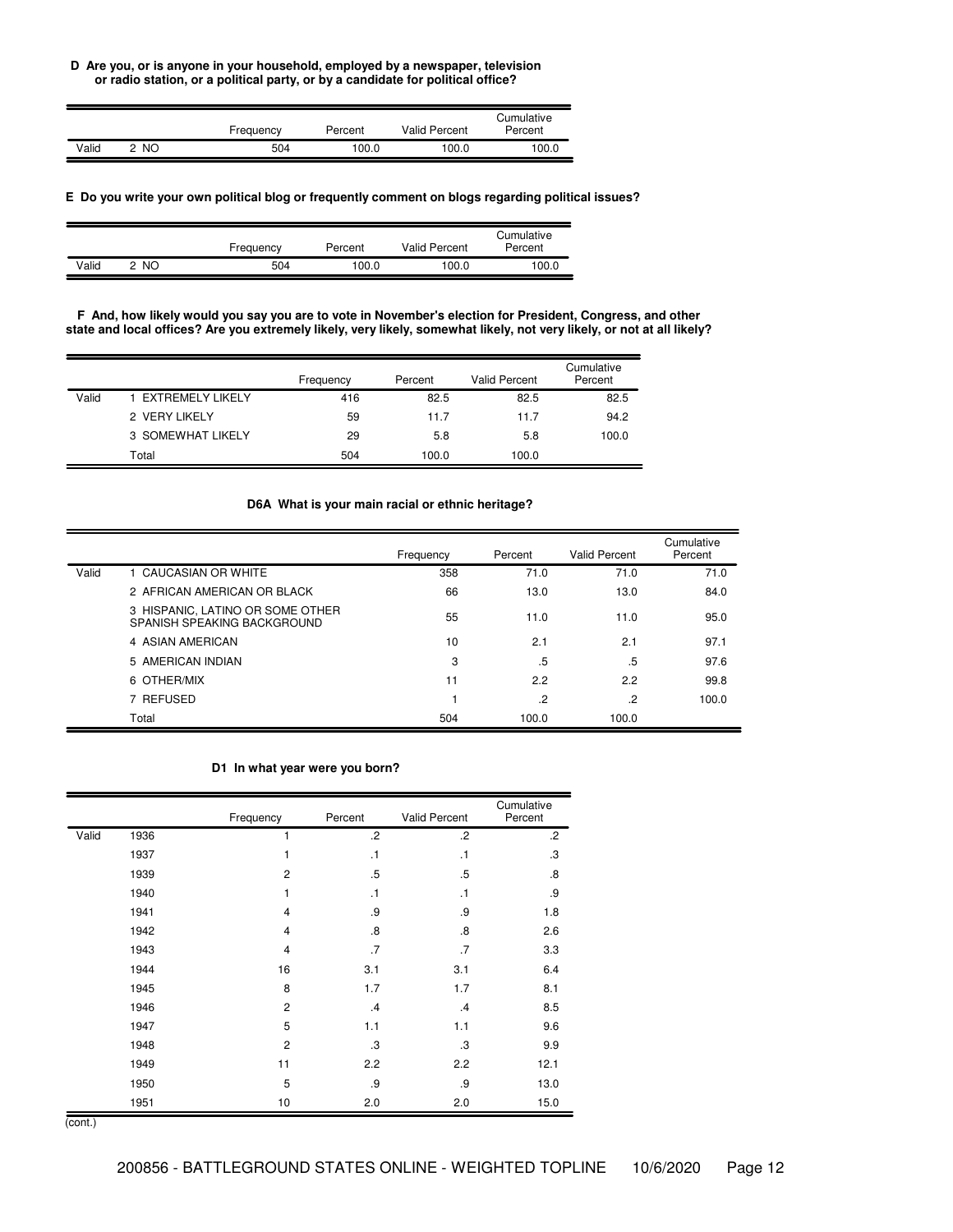**D Are you, or is anyone in your household, employed by a newspaper, television or radio station, or a political party, or by a candidate for political office?**

| | | Frequency | Percent | Valid Percent | Cumulative Percent |
|---|---|---|---|---|---|
| Valid | 2 NO | 504 | 100.0 | 100.0 | 100.0 |

**E Do you write your own political blog or frequently comment on blogs regarding political issues?**

| | | Frequency | Percent | Valid Percent | Cumulative Percent |
|---|---|---|---|---|---|
| Valid | 2 NO | 504 | 100.0 | 100.0 | 100.0 |

**F And, how likely would you say you are to vote in November's election for President, Congress, and other state and local offices? Are you extremely likely, very likely, somewhat likely, not very likely, or not at all likely?**

| | | Frequency | Percent | Valid Percent | Cumulative Percent |
|---|---|---|---|---|---|
| Valid | 1 EXTREMELY LIKELY | 416 | 82.5 | 82.5 | 82.5 |
| | 2 VERY LIKELY | 59 | 11.7 | 11.7 | 94.2 |
| | 3 SOMEWHAT LIKELY | 29 | 5.8 | 5.8 | 100.0 |
| | Total | 504 | 100.0 | 100.0 | |

**D6A What is your main racial or ethnic heritage?**

| | | Frequency | Percent | Valid Percent | Cumulative Percent |
|---|---|---|---|---|---|
| Valid | 1 CAUCASIAN OR WHITE | 358 | 71.0 | 71.0 | 71.0 |
| | 2 AFRICAN AMERICAN OR BLACK | 66 | 13.0 | 13.0 | 84.0 |
| | 3 HISPANIC, LATINO OR SOME OTHER SPANISH SPEAKING BACKGROUND | 55 | 11.0 | 11.0 | 95.0 |
| | 4 ASIAN AMERICAN | 10 | 2.1 | 2.1 | 97.1 |
| | 5 AMERICAN INDIAN | 3 | .5 | .5 | 97.6 |
| | 6 OTHER/MIX | 11 | 2.2 | 2.2 | 99.8 |
| | 7 REFUSED | 1 | .2 | .2 | 100.0 |
| | Total | 504 | 100.0 | 100.0 | |

**D1 In what year were you born?**

| | | Frequency | Percent | Valid Percent | Cumulative Percent |
|---|---|---|---|---|---|
| Valid | 1936 | 1 | .2 | .2 | .2 |
| | 1937 | 1 | .1 | .1 | .3 |
| | 1939 | 2 | .5 | .5 | .8 |
| | 1940 | 1 | .1 | .1 | .9 |
| | 1941 | 4 | .9 | .9 | 1.8 |
| | 1942 | 4 | .8 | .8 | 2.6 |
| | 1943 | 4 | .7 | .7 | 3.3 |
| | 1944 | 16 | 3.1 | 3.1 | 6.4 |
| | 1945 | 8 | 1.7 | 1.7 | 8.1 |
| | 1946 | 2 | .4 | .4 | 8.5 |
| | 1947 | 5 | 1.1 | 1.1 | 9.6 |
| | 1948 | 2 | .3 | .3 | 9.9 |
| | 1949 | 11 | 2.2 | 2.2 | 12.1 |
| | 1950 | 5 | .9 | .9 | 13.0 |
| | 1951 | 10 | 2.0 | 2.0 | 15.0 |

(cont.)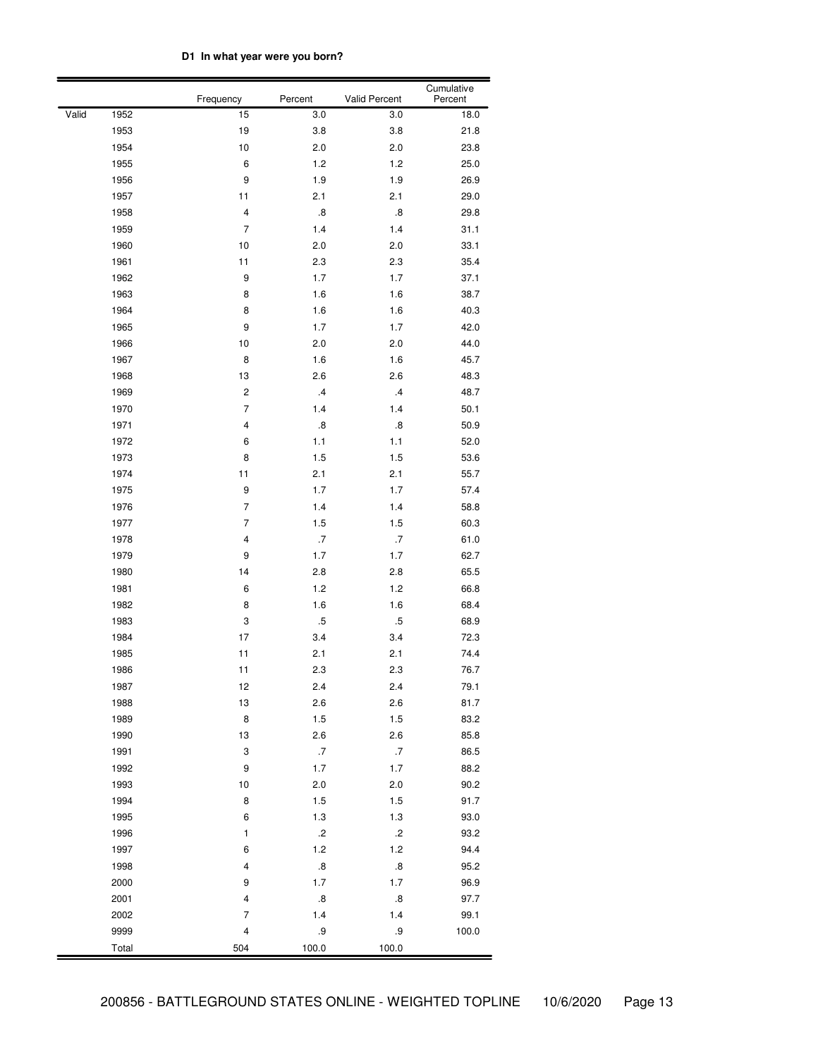**D1 In what year were you born?**

| | | Frequency | Percent | Valid Percent | Cumulative Percent |
|---|---|---|---|---|---|
| Valid | 1952 | 15 | 3.0 | 3.0 | 18.0 |
| | 1953 | 19 | 3.8 | 3.8 | 21.8 |
| | 1954 | 10 | 2.0 | 2.0 | 23.8 |
| | 1955 | 6 | 1.2 | 1.2 | 25.0 |
| | 1956 | 9 | 1.9 | 1.9 | 26.9 |
| | 1957 | 11 | 2.1 | 2.1 | 29.0 |
| | 1958 | 4 | .8 | .8 | 29.8 |
| | 1959 | 7 | 1.4 | 1.4 | 31.1 |
| | 1960 | 10 | 2.0 | 2.0 | 33.1 |
| | 1961 | 11 | 2.3 | 2.3 | 35.4 |
| | 1962 | 9 | 1.7 | 1.7 | 37.1 |
| | 1963 | 8 | 1.6 | 1.6 | 38.7 |
| | 1964 | 8 | 1.6 | 1.6 | 40.3 |
| | 1965 | 9 | 1.7 | 1.7 | 42.0 |
| | 1966 | 10 | 2.0 | 2.0 | 44.0 |
| | 1967 | 8 | 1.6 | 1.6 | 45.7 |
| | 1968 | 13 | 2.6 | 2.6 | 48.3 |
| | 1969 | 2 | .4 | .4 | 48.7 |
| | 1970 | 7 | 1.4 | 1.4 | 50.1 |
| | 1971 | 4 | .8 | .8 | 50.9 |
| | 1972 | 6 | 1.1 | 1.1 | 52.0 |
| | 1973 | 8 | 1.5 | 1.5 | 53.6 |
| | 1974 | 11 | 2.1 | 2.1 | 55.7 |
| | 1975 | 9 | 1.7 | 1.7 | 57.4 |
| | 1976 | 7 | 1.4 | 1.4 | 58.8 |
| | 1977 | 7 | 1.5 | 1.5 | 60.3 |
| | 1978 | 4 | .7 | .7 | 61.0 |
| | 1979 | 9 | 1.7 | 1.7 | 62.7 |
| | 1980 | 14 | 2.8 | 2.8 | 65.5 |
| | 1981 | 6 | 1.2 | 1.2 | 66.8 |
| | 1982 | 8 | 1.6 | 1.6 | 68.4 |
| | 1983 | 3 | .5 | .5 | 68.9 |
| | 1984 | 17 | 3.4 | 3.4 | 72.3 |
| | 1985 | 11 | 2.1 | 2.1 | 74.4 |
| | 1986 | 11 | 2.3 | 2.3 | 76.7 |
| | 1987 | 12 | 2.4 | 2.4 | 79.1 |
| | 1988 | 13 | 2.6 | 2.6 | 81.7 |
| | 1989 | 8 | 1.5 | 1.5 | 83.2 |
| | 1990 | 13 | 2.6 | 2.6 | 85.8 |
| | 1991 | 3 | .7 | .7 | 86.5 |
| | 1992 | 9 | 1.7 | 1.7 | 88.2 |
| | 1993 | 10 | 2.0 | 2.0 | 90.2 |
| | 1994 | 8 | 1.5 | 1.5 | 91.7 |
| | 1995 | 6 | 1.3 | 1.3 | 93.0 |
| | 1996 | 1 | .2 | .2 | 93.2 |
| | 1997 | 6 | 1.2 | 1.2 | 94.4 |
| | 1998 | 4 | .8 | .8 | 95.2 |
| | 2000 | 9 | 1.7 | 1.7 | 96.9 |
| | 2001 | 4 | .8 | .8 | 97.7 |
| | 2002 | 7 | 1.4 | 1.4 | 99.1 |
| | 9999 | 4 | .9 | .9 | 100.0 |
| | Total | 504 | 100.0 | 100.0 | |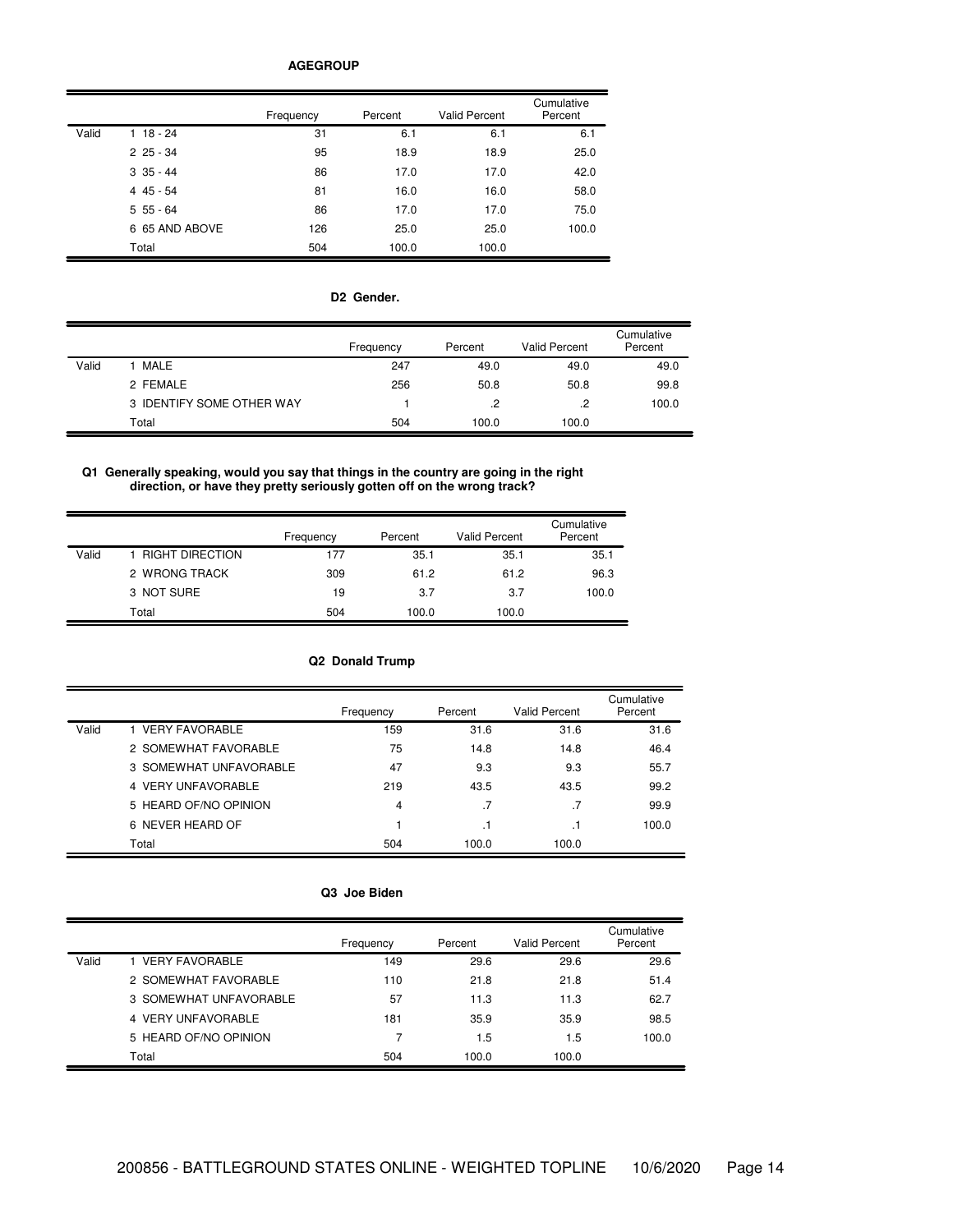**AGEGROUP**

| | | Frequency | Percent | Valid Percent | Cumulative Percent |
|---|---|---|---|---|---|
| Valid | 1 18 - 24 | 31 | 6.1 | 6.1 | 6.1 |
| | 2 25 - 34 | 95 | 18.9 | 18.9 | 25.0 |
| | 3 35 - 44 | 86 | 17.0 | 17.0 | 42.0 |
| | 4 45 - 54 | 81 | 16.0 | 16.0 | 58.0 |
| | 5 55 - 64 | 86 | 17.0 | 17.0 | 75.0 |
| | 6 65 AND ABOVE | 126 | 25.0 | 25.0 | 100.0 |
| | Total | 504 | 100.0 | 100.0 | |

**D2 Gender.**

| | | Frequency | Percent | Valid Percent | Cumulative Percent |
|---|---|---|---|---|---|
| Valid | 1 MALE | 247 | 49.0 | 49.0 | 49.0 |
| | 2 FEMALE | 256 | 50.8 | 50.8 | 99.8 |
| | 3 IDENTIFY SOME OTHER WAY | 1 | .2 | .2 | 100.0 |
| | Total | 504 | 100.0 | 100.0 | |

**Q1 Generally speaking, would you say that things in the country are going in the right direction, or have they pretty seriously gotten off on the wrong track?**

| | | Frequency | Percent | Valid Percent | Cumulative Percent |
|---|---|---|---|---|---|
| Valid | 1 RIGHT DIRECTION | 177 | 35.1 | 35.1 | 35.1 |
| | 2 WRONG TRACK | 309 | 61.2 | 61.2 | 96.3 |
| | 3 NOT SURE | 19 | 3.7 | 3.7 | 100.0 |
| | Total | 504 | 100.0 | 100.0 | |

**Q2 Donald Trump**

| | | Frequency | Percent | Valid Percent | Cumulative Percent |
|---|---|---|---|---|---|
| Valid | 1 VERY FAVORABLE | 159 | 31.6 | 31.6 | 31.6 |
| | 2 SOMEWHAT FAVORABLE | 75 | 14.8 | 14.8 | 46.4 |
| | 3 SOMEWHAT UNFAVORABLE | 47 | 9.3 | 9.3 | 55.7 |
| | 4 VERY UNFAVORABLE | 219 | 43.5 | 43.5 | 99.2 |
| | 5 HEARD OF/NO OPINION | 4 | .7 | .7 | 99.9 |
| | 6 NEVER HEARD OF | 1 | .1 | .1 | 100.0 |
| | Total | 504 | 100.0 | 100.0 | |

**Q3 Joe Biden**

| | | Frequency | Percent | Valid Percent | Cumulative Percent |
|---|---|---|---|---|---|
| Valid | 1 VERY FAVORABLE | 149 | 29.6 | 29.6 | 29.6 |
| | 2 SOMEWHAT FAVORABLE | 110 | 21.8 | 21.8 | 51.4 |
| | 3 SOMEWHAT UNFAVORABLE | 57 | 11.3 | 11.3 | 62.7 |
| | 4 VERY UNFAVORABLE | 181 | 35.9 | 35.9 | 98.5 |
| | 5 HEARD OF/NO OPINION | 7 | 1.5 | 1.5 | 100.0 |
| | Total | 504 | 100.0 | 100.0 | |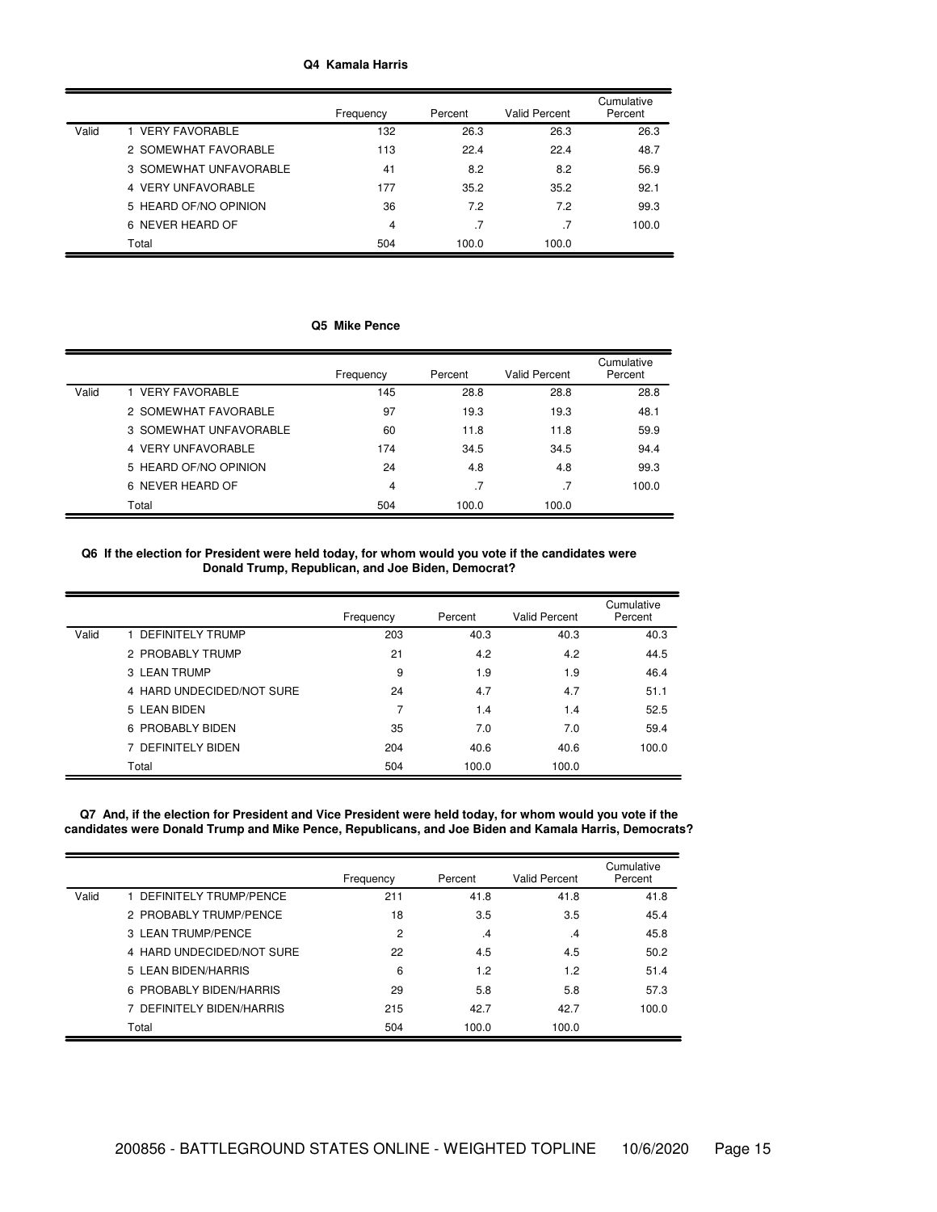**Q4 Kamala Harris**

| | | Frequency | Percent | Valid Percent | Cumulative Percent |
|---|---|---|---|---|---|
| Valid | 1 VERY FAVORABLE | 132 | 26.3 | 26.3 | 26.3 |
| | 2 SOMEWHAT FAVORABLE | 113 | 22.4 | 22.4 | 48.7 |
| | 3 SOMEWHAT UNFAVORABLE | 41 | 8.2 | 8.2 | 56.9 |
| | 4 VERY UNFAVORABLE | 177 | 35.2 | 35.2 | 92.1 |
| | 5 HEARD OF/NO OPINION | 36 | 7.2 | 7.2 | 99.3 |
| | 6 NEVER HEARD OF | 4 | .7 | .7 | 100.0 |
| | Total | 504 | 100.0 | 100.0 | |

**Q5 Mike Pence**

| | | Frequency | Percent | Valid Percent | Cumulative Percent |
|---|---|---|---|---|---|
| Valid | 1 VERY FAVORABLE | 145 | 28.8 | 28.8 | 28.8 |
| | 2 SOMEWHAT FAVORABLE | 97 | 19.3 | 19.3 | 48.1 |
| | 3 SOMEWHAT UNFAVORABLE | 60 | 11.8 | 11.8 | 59.9 |
| | 4 VERY UNFAVORABLE | 174 | 34.5 | 34.5 | 94.4 |
| | 5 HEARD OF/NO OPINION | 24 | 4.8 | 4.8 | 99.3 |
| | 6 NEVER HEARD OF | 4 | .7 | .7 | 100.0 |
| | Total | 504 | 100.0 | 100.0 | |

**Q6 If the election for President were held today, for whom would you vote if the candidates were Donald Trump, Republican, and Joe Biden, Democrat?**

| | | Frequency | Percent | Valid Percent | Cumulative Percent |
|---|---|---|---|---|---|
| Valid | 1 DEFINITELY TRUMP | 203 | 40.3 | 40.3 | 40.3 |
| | 2 PROBABLY TRUMP | 21 | 4.2 | 4.2 | 44.5 |
| | 3 LEAN TRUMP | 9 | 1.9 | 1.9 | 46.4 |
| | 4 HARD UNDECIDED/NOT SURE | 24 | 4.7 | 4.7 | 51.1 |
| | 5 LEAN BIDEN | 7 | 1.4 | 1.4 | 52.5 |
| | 6 PROBABLY BIDEN | 35 | 7.0 | 7.0 | 59.4 |
| | 7 DEFINITELY BIDEN | 204 | 40.6 | 40.6 | 100.0 |
| | Total | 504 | 100.0 | 100.0 | |

**Q7 And, if the election for President and Vice President were held today, for whom would you vote if the candidates were Donald Trump and Mike Pence, Republicans, and Joe Biden and Kamala Harris, Democrats?**

| | | Frequency | Percent | Valid Percent | Cumulative Percent |
|---|---|---|---|---|---|
| Valid | 1 DEFINITELY TRUMP/PENCE | 211 | 41.8 | 41.8 | 41.8 |
| | 2 PROBABLY TRUMP/PENCE | 18 | 3.5 | 3.5 | 45.4 |
| | 3 LEAN TRUMP/PENCE | 2 | .4 | .4 | 45.8 |
| | 4 HARD UNDECIDED/NOT SURE | 22 | 4.5 | 4.5 | 50.2 |
| | 5 LEAN BIDEN/HARRIS | 6 | 1.2 | 1.2 | 51.4 |
| | 6 PROBABLY BIDEN/HARRIS | 29 | 5.8 | 5.8 | 57.3 |
| | 7 DEFINITELY BIDEN/HARRIS | 215 | 42.7 | 42.7 | 100.0 |
| | Total | 504 | 100.0 | 100.0 | |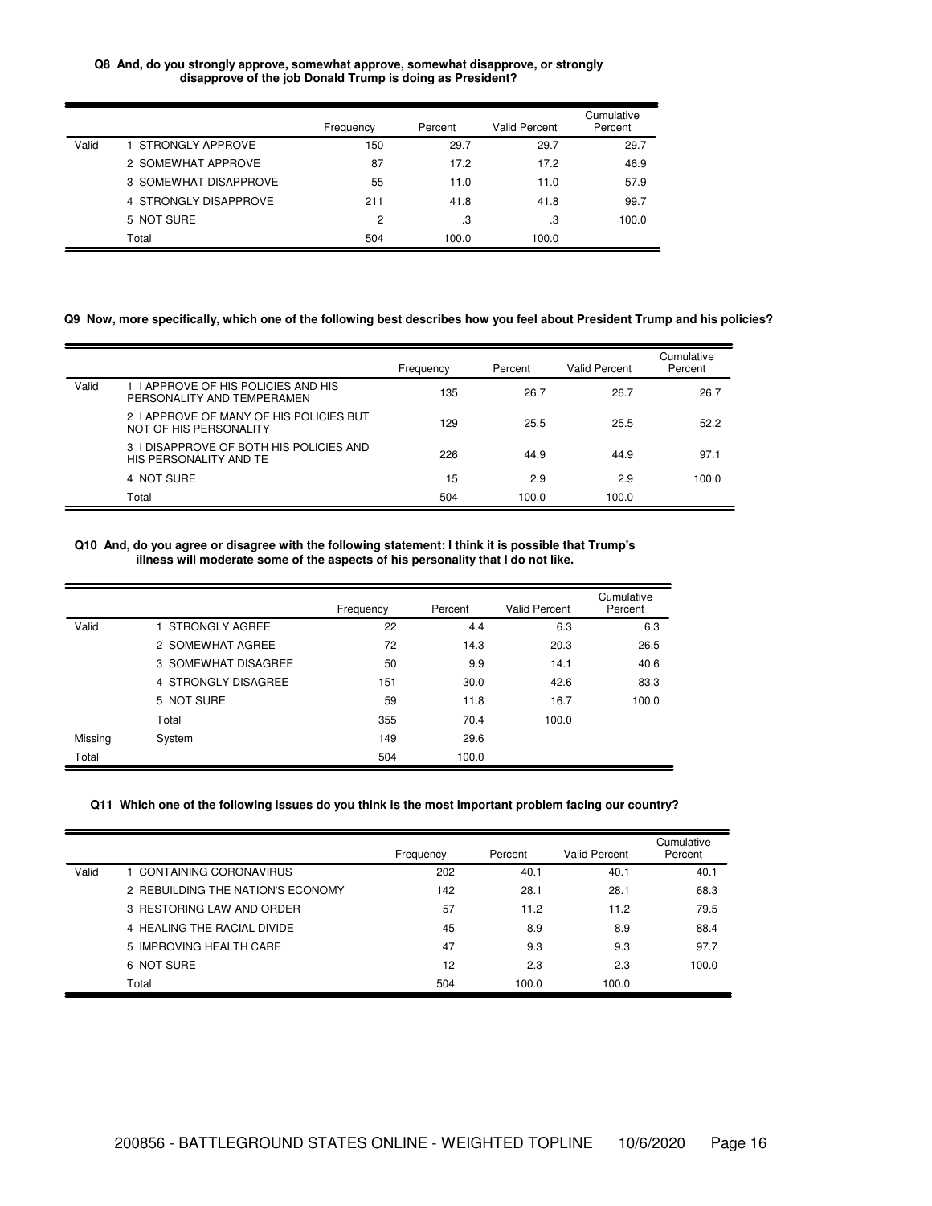**Q8 And, do you strongly approve, somewhat approve, somewhat disapprove, or strongly disapprove of the job Donald Trump is doing as President?**

| | | Frequency | Percent | Valid Percent | Cumulative Percent |
|---|---|---|---|---|---|
| Valid | 1 STRONGLY APPROVE | 150 | 29.7 | 29.7 | 29.7 |
| | 2 SOMEWHAT APPROVE | 87 | 17.2 | 17.2 | 46.9 |
| | 3 SOMEWHAT DISAPPROVE | 55 | 11.0 | 11.0 | 57.9 |
| | 4 STRONGLY DISAPPROVE | 211 | 41.8 | 41.8 | 99.7 |
| | 5 NOT SURE | 2 | .3 | .3 | 100.0 |
| | Total | 504 | 100.0 | 100.0 | |

**Q9 Now, more specifically, which one of the following best describes how you feel about President Trump and his policies?**

| | | Frequency | Percent | Valid Percent | Cumulative Percent |
|---|---|---|---|---|---|
| Valid | 1 I APPROVE OF HIS POLICIES AND HIS PERSONALITY AND TEMPERAMEN | 135 | 26.7 | 26.7 | 26.7 |
| | 2 I APPROVE OF MANY OF HIS POLICIES BUT NOT OF HIS PERSONALITY | 129 | 25.5 | 25.5 | 52.2 |
| | 3 I DISAPPROVE OF BOTH HIS POLICIES AND HIS PERSONALITY AND TE | 226 | 44.9 | 44.9 | 97.1 |
| | 4 NOT SURE | 15 | 2.9 | 2.9 | 100.0 |
| | Total | 504 | 100.0 | 100.0 | |

**Q10 And, do you agree or disagree with the following statement: I think it is possible that Trump's illness will moderate some of the aspects of his personality that I do not like.**

| | | Frequency | Percent | Valid Percent | Cumulative Percent |
|---|---|---|---|---|---|
| Valid | 1 STRONGLY AGREE | 22 | 4.4 | 6.3 | 6.3 |
| | 2 SOMEWHAT AGREE | 72 | 14.3 | 20.3 | 26.5 |
| | 3 SOMEWHAT DISAGREE | 50 | 9.9 | 14.1 | 40.6 |
| | 4 STRONGLY DISAGREE | 151 | 30.0 | 42.6 | 83.3 |
| | 5 NOT SURE | 59 | 11.8 | 16.7 | 100.0 |
| | Total | 355 | 70.4 | 100.0 | |
| Missing | System | 149 | 29.6 | | |
| Total | | 504 | 100.0 | | |

**Q11 Which one of the following issues do you think is the most important problem facing our country?**

| | | Frequency | Percent | Valid Percent | Cumulative Percent |
|---|---|---|---|---|---|
| Valid | 1 CONTAINING CORONAVIRUS | 202 | 40.1 | 40.1 | 40.1 |
| | 2 REBUILDING THE NATION'S ECONOMY | 142 | 28.1 | 28.1 | 68.3 |
| | 3 RESTORING LAW AND ORDER | 57 | 11.2 | 11.2 | 79.5 |
| | 4 HEALING THE RACIAL DIVIDE | 45 | 8.9 | 8.9 | 88.4 |
| | 5 IMPROVING HEALTH CARE | 47 | 9.3 | 9.3 | 97.7 |
| | 6 NOT SURE | 12 | 2.3 | 2.3 | 100.0 |
| | Total | 504 | 100.0 | 100.0 | |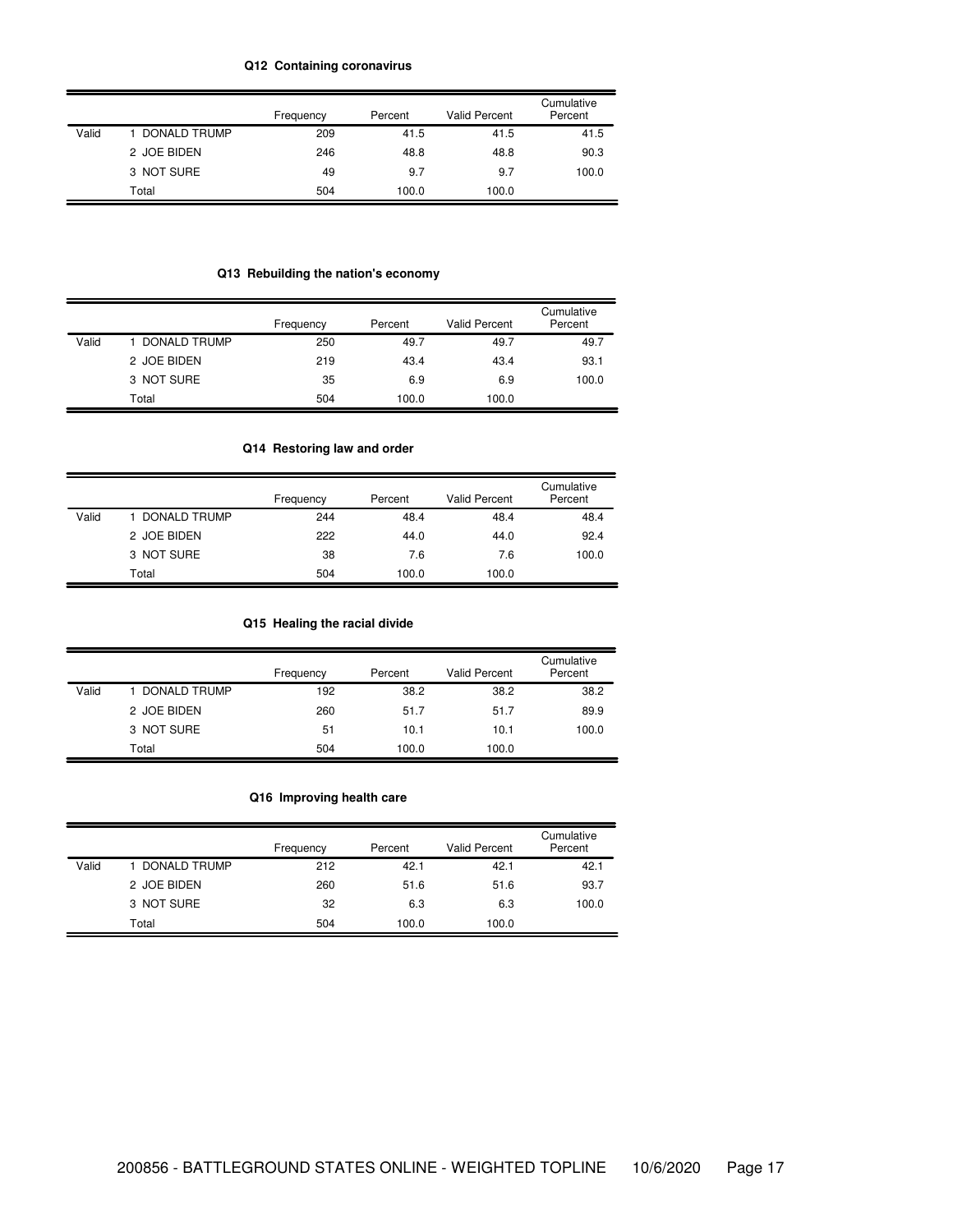### Q12 Containing coronavirus

| | | Frequency | Percent | Valid Percent | Cumulative Percent |
|---|---|---|---|---|---|
| Valid | 1 DONALD TRUMP | 209 | 41.5 | 41.5 | 41.5 |
| | 2 JOE BIDEN | 246 | 48.8 | 48.8 | 90.3 |
| | 3 NOT SURE | 49 | 9.7 | 9.7 | 100.0 |
| | Total | 504 | 100.0 | 100.0 | |

### Q13 Rebuilding the nation's economy

| | | Frequency | Percent | Valid Percent | Cumulative Percent |
|---|---|---|---|---|---|
| Valid | 1 DONALD TRUMP | 250 | 49.7 | 49.7 | 49.7 |
| | 2 JOE BIDEN | 219 | 43.4 | 43.4 | 93.1 |
| | 3 NOT SURE | 35 | 6.9 | 6.9 | 100.0 |
| | Total | 504 | 100.0 | 100.0 | |

### Q14 Restoring law and order

| | | Frequency | Percent | Valid Percent | Cumulative Percent |
|---|---|---|---|---|---|
| Valid | 1 DONALD TRUMP | 244 | 48.4 | 48.4 | 48.4 |
| | 2 JOE BIDEN | 222 | 44.0 | 44.0 | 92.4 |
| | 3 NOT SURE | 38 | 7.6 | 7.6 | 100.0 |
| | Total | 504 | 100.0 | 100.0 | |

### Q15 Healing the racial divide

| | | Frequency | Percent | Valid Percent | Cumulative Percent |
|---|---|---|---|---|---|
| Valid | 1 DONALD TRUMP | 192 | 38.2 | 38.2 | 38.2 |
| | 2 JOE BIDEN | 260 | 51.7 | 51.7 | 89.9 |
| | 3 NOT SURE | 51 | 10.1 | 10.1 | 100.0 |
| | Total | 504 | 100.0 | 100.0 | |

### Q16 Improving health care

| | | Frequency | Percent | Valid Percent | Cumulative Percent |
|---|---|---|---|---|---|
| Valid | 1 DONALD TRUMP | 212 | 42.1 | 42.1 | 42.1 |
| | 2 JOE BIDEN | 260 | 51.6 | 51.6 | 93.7 |
| | 3 NOT SURE | 32 | 6.3 | 6.3 | 100.0 |
| | Total | 504 | 100.0 | 100.0 | |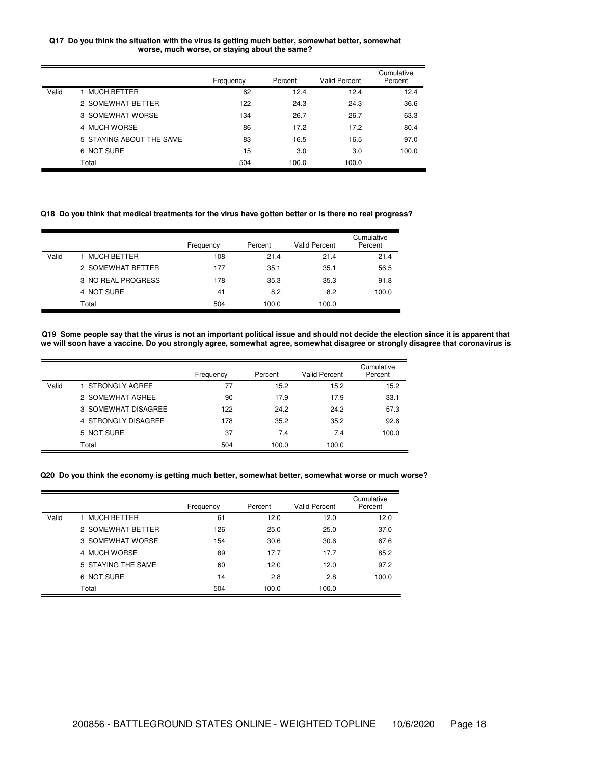**Q17 Do you think the situation with the virus is getting much better, somewhat better, somewhat worse, much worse, or staying about the same?**

| | | Frequency | Percent | Valid Percent | Cumulative Percent |
|---|---|---|---|---|---|
| Valid | 1 MUCH BETTER | 62 | 12.4 | 12.4 | 12.4 |
| | 2 SOMEWHAT BETTER | 122 | 24.3 | 24.3 | 36.6 |
| | 3 SOMEWHAT WORSE | 134 | 26.7 | 26.7 | 63.3 |
| | 4 MUCH WORSE | 86 | 17.2 | 17.2 | 80.4 |
| | 5 STAYING ABOUT THE SAME | 83 | 16.5 | 16.5 | 97.0 |
| | 6 NOT SURE | 15 | 3.0 | 3.0 | 100.0 |
| | Total | 504 | 100.0 | 100.0 | |

**Q18 Do you think that medical treatments for the virus have gotten better or is there no real progress?**

| | | Frequency | Percent | Valid Percent | Cumulative Percent |
|---|---|---|---|---|---|
| Valid | 1 MUCH BETTER | 108 | 21.4 | 21.4 | 21.4 |
| | 2 SOMEWHAT BETTER | 177 | 35.1 | 35.1 | 56.5 |
| | 3 NO REAL PROGRESS | 178 | 35.3 | 35.3 | 91.8 |
| | 4 NOT SURE | 41 | 8.2 | 8.2 | 100.0 |
| | Total | 504 | 100.0 | 100.0 | |

**Q19 Some people say that the virus is not an important political issue and should not decide the election since it is apparent that we will soon have a vaccine. Do you strongly agree, somewhat agree, somewhat disagree or strongly disagree that coronavirus is**

| | | Frequency | Percent | Valid Percent | Cumulative Percent |
|---|---|---|---|---|---|
| Valid | 1 STRONGLY AGREE | 77 | 15.2 | 15.2 | 15.2 |
| | 2 SOMEWHAT AGREE | 90 | 17.9 | 17.9 | 33.1 |
| | 3 SOMEWHAT DISAGREE | 122 | 24.2 | 24.2 | 57.3 |
| | 4 STRONGLY DISAGREE | 178 | 35.2 | 35.2 | 92.6 |
| | 5 NOT SURE | 37 | 7.4 | 7.4 | 100.0 |
| | Total | 504 | 100.0 | 100.0 | |

**Q20 Do you think the economy is getting much better, somewhat better, somewhat worse or much worse?**

| | | Frequency | Percent | Valid Percent | Cumulative Percent |
|---|---|---|---|---|---|
| Valid | 1 MUCH BETTER | 61 | 12.0 | 12.0 | 12.0 |
| | 2 SOMEWHAT BETTER | 126 | 25.0 | 25.0 | 37.0 |
| | 3 SOMEWHAT WORSE | 154 | 30.6 | 30.6 | 67.6 |
| | 4 MUCH WORSE | 89 | 17.7 | 17.7 | 85.2 |
| | 5 STAYING THE SAME | 60 | 12.0 | 12.0 | 97.2 |
| | 6 NOT SURE | 14 | 2.8 | 2.8 | 100.0 |
| | Total | 504 | 100.0 | 100.0 | |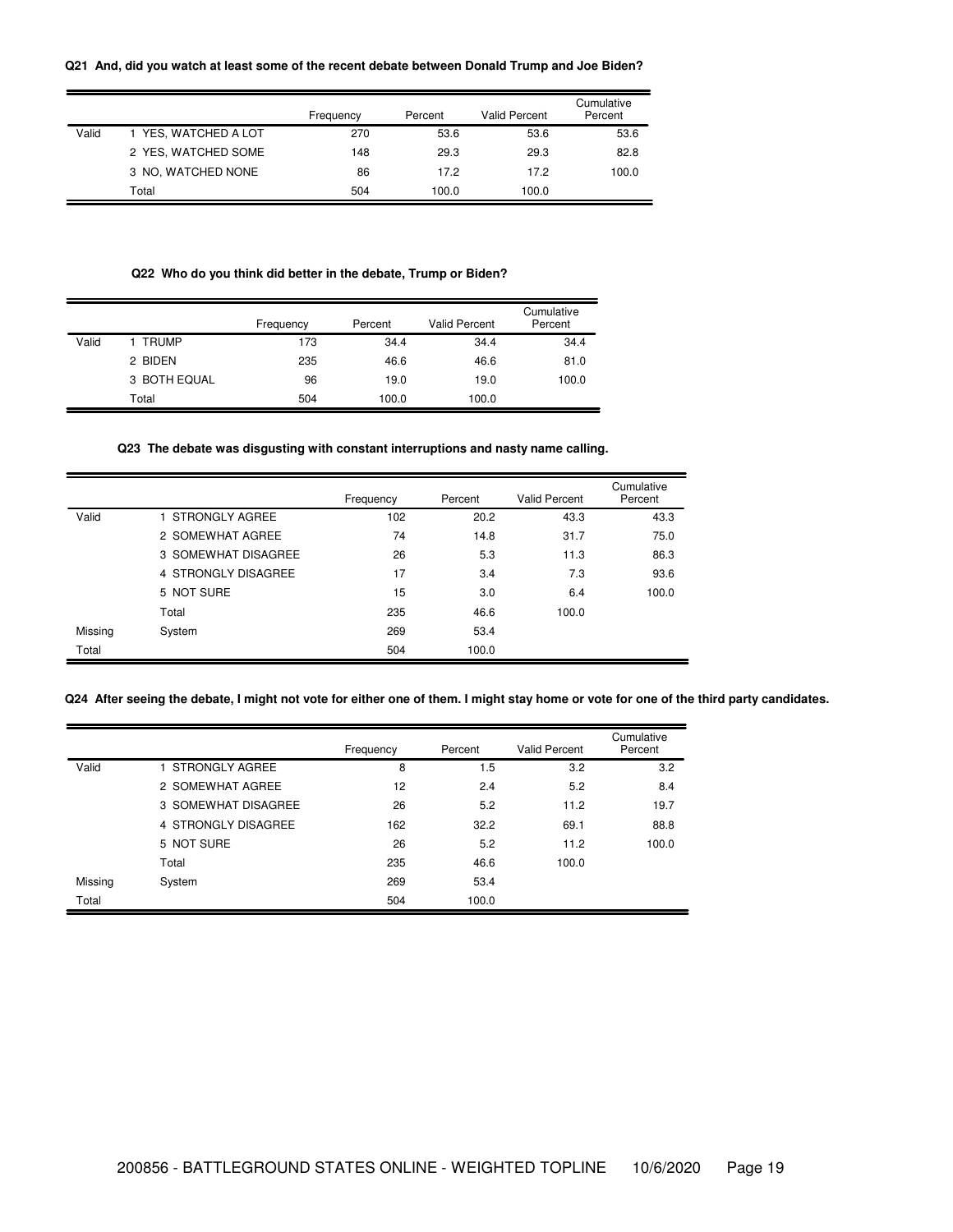**Q21 And, did you watch at least some of the recent debate between Donald Trump and Joe Biden?**

| | | Frequency | Percent | Valid Percent | Cumulative Percent |
|---|---|---|---|---|---|
| Valid | 1 YES, WATCHED A LOT | 270 | 53.6 | 53.6 | 53.6 |
| | 2 YES, WATCHED SOME | 148 | 29.3 | 29.3 | 82.8 |
| | 3 NO, WATCHED NONE | 86 | 17.2 | 17.2 | 100.0 |
| | Total | 504 | 100.0 | 100.0 | |

**Q22 Who do you think did better in the debate, Trump or Biden?**

| | | Frequency | Percent | Valid Percent | Cumulative Percent |
|---|---|---|---|---|---|
| Valid | 1 TRUMP | 173 | 34.4 | 34.4 | 34.4 |
| | 2 BIDEN | 235 | 46.6 | 46.6 | 81.0 |
| | 3 BOTH EQUAL | 96 | 19.0 | 19.0 | 100.0 |
| | Total | 504 | 100.0 | 100.0 | |

**Q23 The debate was disgusting with constant interruptions and nasty name calling.**

| | | Frequency | Percent | Valid Percent | Cumulative Percent |
|---|---|---|---|---|---|
| Valid | 1 STRONGLY AGREE | 102 | 20.2 | 43.3 | 43.3 |
| | 2 SOMEWHAT AGREE | 74 | 14.8 | 31.7 | 75.0 |
| | 3 SOMEWHAT DISAGREE | 26 | 5.3 | 11.3 | 86.3 |
| | 4 STRONGLY DISAGREE | 17 | 3.4 | 7.3 | 93.6 |
| | 5 NOT SURE | 15 | 3.0 | 6.4 | 100.0 |
| | Total | 235 | 46.6 | 100.0 | |
| Missing | System | 269 | 53.4 | | |
| Total | | 504 | 100.0 | | |

**Q24 After seeing the debate, I might not vote for either one of them. I might stay home or vote for one of the third party candidates.**

| | | Frequency | Percent | Valid Percent | Cumulative Percent |
|---|---|---|---|---|---|
| Valid | 1 STRONGLY AGREE | 8 | 1.5 | 3.2 | 3.2 |
| | 2 SOMEWHAT AGREE | 12 | 2.4 | 5.2 | 8.4 |
| | 3 SOMEWHAT DISAGREE | 26 | 5.2 | 11.2 | 19.7 |
| | 4 STRONGLY DISAGREE | 162 | 32.2 | 69.1 | 88.8 |
| | 5 NOT SURE | 26 | 5.2 | 11.2 | 100.0 |
| | Total | 235 | 46.6 | 100.0 | |
| Missing | System | 269 | 53.4 | | |
| Total | | 504 | 100.0 | | |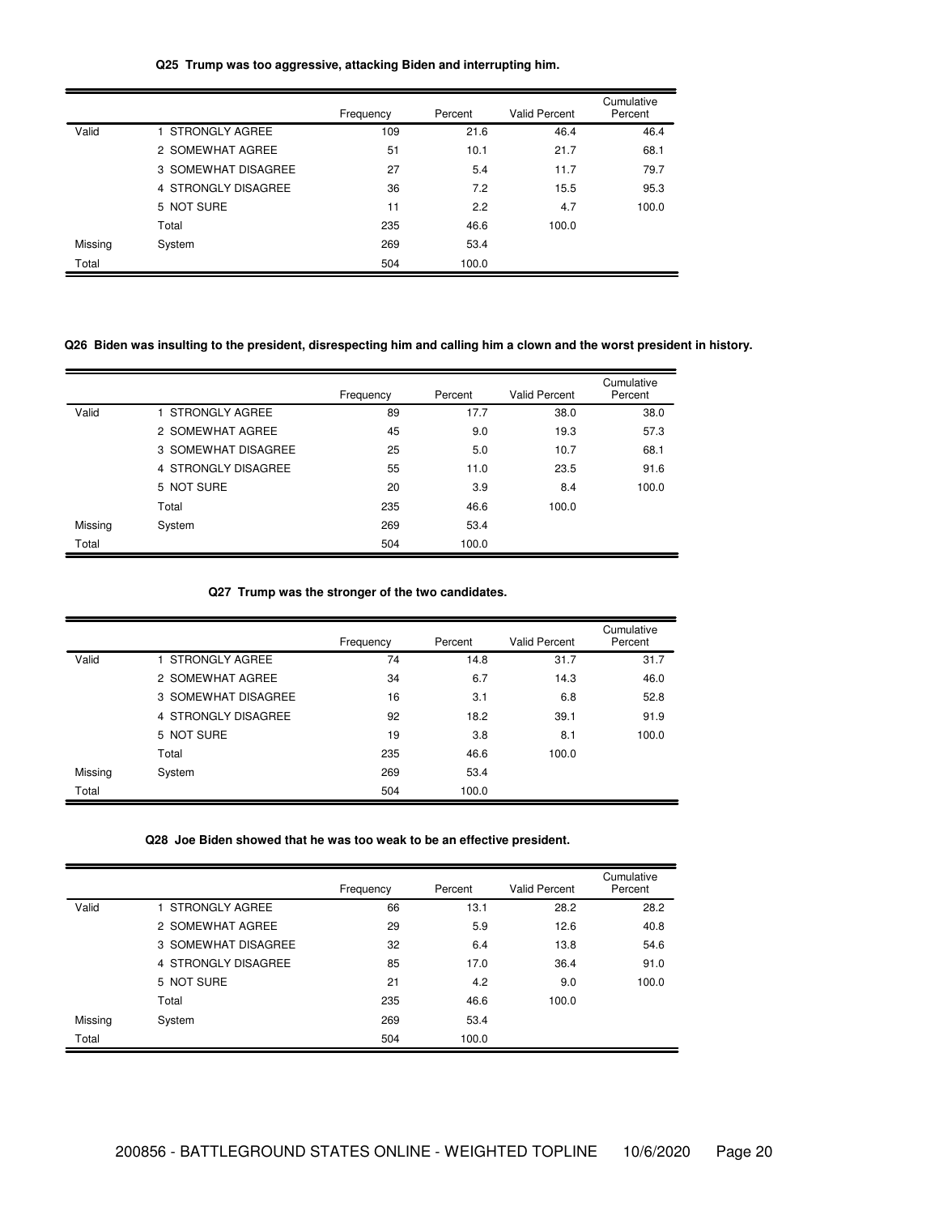**Q25 Trump was too aggressive, attacking Biden and interrupting him.**

| | | Frequency | Percent | Valid Percent | Cumulative Percent |
|---|---|---|---|---|---|
| Valid | 1 STRONGLY AGREE | 109 | 21.6 | 46.4 | 46.4 |
| | 2 SOMEWHAT AGREE | 51 | 10.1 | 21.7 | 68.1 |
| | 3 SOMEWHAT DISAGREE | 27 | 5.4 | 11.7 | 79.7 |
| | 4 STRONGLY DISAGREE | 36 | 7.2 | 15.5 | 95.3 |
| | 5 NOT SURE | 11 | 2.2 | 4.7 | 100.0 |
| | Total | 235 | 46.6 | 100.0 | |
| Missing | System | 269 | 53.4 | | |
| Total | | 504 | 100.0 | | |

**Q26 Biden was insulting to the president, disrespecting him and calling him a clown and the worst president in history.**

| | | Frequency | Percent | Valid Percent | Cumulative Percent |
|---|---|---|---|---|---|
| Valid | 1 STRONGLY AGREE | 89 | 17.7 | 38.0 | 38.0 |
| | 2 SOMEWHAT AGREE | 45 | 9.0 | 19.3 | 57.3 |
| | 3 SOMEWHAT DISAGREE | 25 | 5.0 | 10.7 | 68.1 |
| | 4 STRONGLY DISAGREE | 55 | 11.0 | 23.5 | 91.6 |
| | 5 NOT SURE | 20 | 3.9 | 8.4 | 100.0 |
| | Total | 235 | 46.6 | 100.0 | |
| Missing | System | 269 | 53.4 | | |
| Total | | 504 | 100.0 | | |

**Q27 Trump was the stronger of the two candidates.**

| | | Frequency | Percent | Valid Percent | Cumulative Percent |
|---|---|---|---|---|---|
| Valid | 1 STRONGLY AGREE | 74 | 14.8 | 31.7 | 31.7 |
| | 2 SOMEWHAT AGREE | 34 | 6.7 | 14.3 | 46.0 |
| | 3 SOMEWHAT DISAGREE | 16 | 3.1 | 6.8 | 52.8 |
| | 4 STRONGLY DISAGREE | 92 | 18.2 | 39.1 | 91.9 |
| | 5 NOT SURE | 19 | 3.8 | 8.1 | 100.0 |
| | Total | 235 | 46.6 | 100.0 | |
| Missing | System | 269 | 53.4 | | |
| Total | | 504 | 100.0 | | |

**Q28 Joe Biden showed that he was too weak to be an effective president.**

| | | Frequency | Percent | Valid Percent | Cumulative Percent |
|---|---|---|---|---|---|
| Valid | 1 STRONGLY AGREE | 66 | 13.1 | 28.2 | 28.2 |
| | 2 SOMEWHAT AGREE | 29 | 5.9 | 12.6 | 40.8 |
| | 3 SOMEWHAT DISAGREE | 32 | 6.4 | 13.8 | 54.6 |
| | 4 STRONGLY DISAGREE | 85 | 17.0 | 36.4 | 91.0 |
| | 5 NOT SURE | 21 | 4.2 | 9.0 | 100.0 |
| | Total | 235 | 46.6 | 100.0 | |
| Missing | System | 269 | 53.4 | | |
| Total | | 504 | 100.0 | | |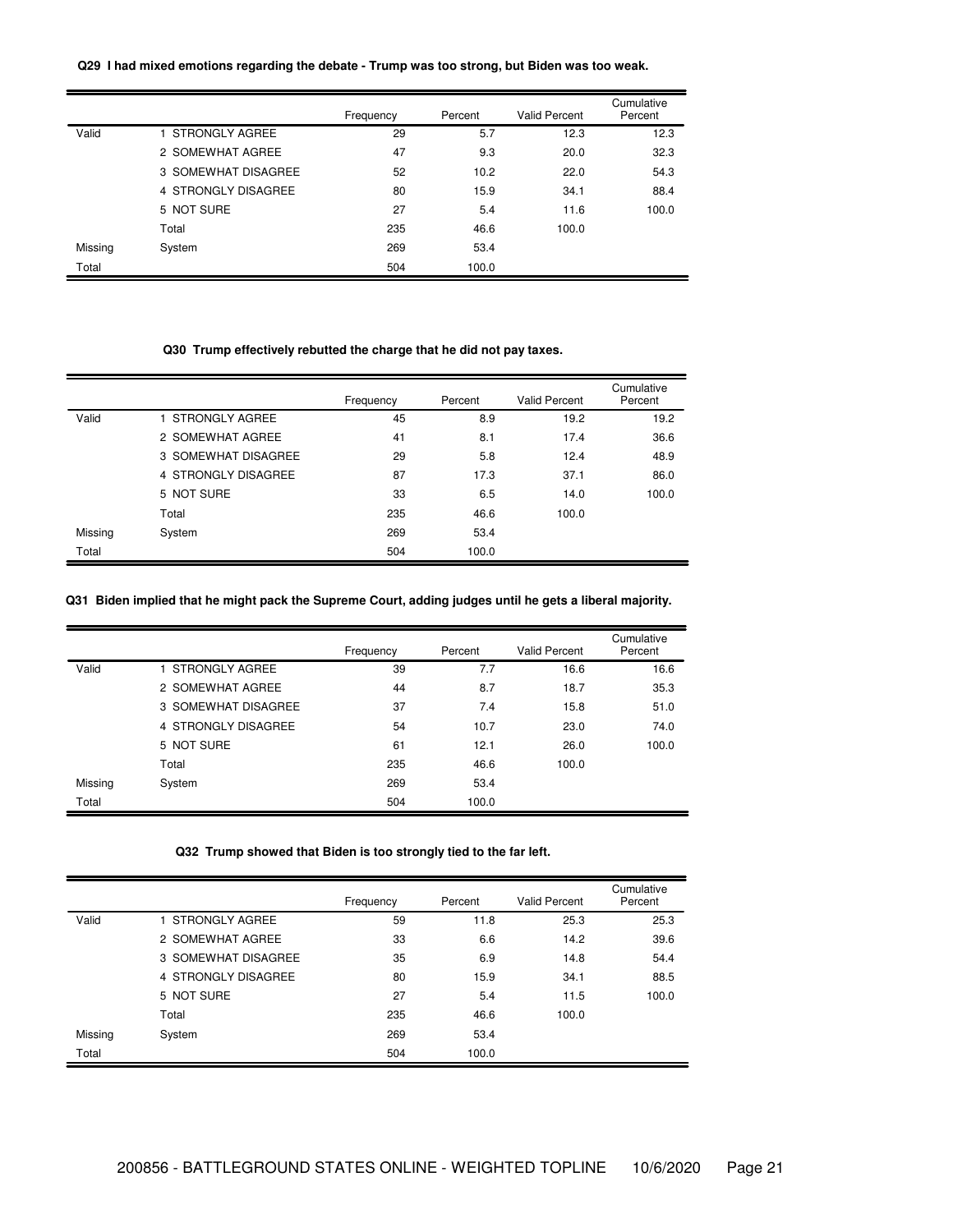**Q29 I had mixed emotions regarding the debate - Trump was too strong, but Biden was too weak.**

| | | Frequency | Percent | Valid Percent | Cumulative Percent |
|---|---|---|---|---|---|
| Valid | 1 STRONGLY AGREE | 29 | 5.7 | 12.3 | 12.3 |
| | 2 SOMEWHAT AGREE | 47 | 9.3 | 20.0 | 32.3 |
| | 3 SOMEWHAT DISAGREE | 52 | 10.2 | 22.0 | 54.3 |
| | 4 STRONGLY DISAGREE | 80 | 15.9 | 34.1 | 88.4 |
| | 5 NOT SURE | 27 | 5.4 | 11.6 | 100.0 |
| | Total | 235 | 46.6 | 100.0 | |
| Missing | System | 269 | 53.4 | | |
| Total | | 504 | 100.0 | | |

**Q30 Trump effectively rebutted the charge that he did not pay taxes.**

| | | Frequency | Percent | Valid Percent | Cumulative Percent |
|---|---|---|---|---|---|
| Valid | 1 STRONGLY AGREE | 45 | 8.9 | 19.2 | 19.2 |
| | 2 SOMEWHAT AGREE | 41 | 8.1 | 17.4 | 36.6 |
| | 3 SOMEWHAT DISAGREE | 29 | 5.8 | 12.4 | 48.9 |
| | 4 STRONGLY DISAGREE | 87 | 17.3 | 37.1 | 86.0 |
| | 5 NOT SURE | 33 | 6.5 | 14.0 | 100.0 |
| | Total | 235 | 46.6 | 100.0 | |
| Missing | System | 269 | 53.4 | | |
| Total | | 504 | 100.0 | | |

**Q31 Biden implied that he might pack the Supreme Court, adding judges until he gets a liberal majority.**

| | | Frequency | Percent | Valid Percent | Cumulative Percent |
|---|---|---|---|---|---|
| Valid | 1 STRONGLY AGREE | 39 | 7.7 | 16.6 | 16.6 |
| | 2 SOMEWHAT AGREE | 44 | 8.7 | 18.7 | 35.3 |
| | 3 SOMEWHAT DISAGREE | 37 | 7.4 | 15.8 | 51.0 |
| | 4 STRONGLY DISAGREE | 54 | 10.7 | 23.0 | 74.0 |
| | 5 NOT SURE | 61 | 12.1 | 26.0 | 100.0 |
| | Total | 235 | 46.6 | 100.0 | |
| Missing | System | 269 | 53.4 | | |
| Total | | 504 | 100.0 | | |

**Q32 Trump showed that Biden is too strongly tied to the far left.**

| | | Frequency | Percent | Valid Percent | Cumulative Percent |
|---|---|---|---|---|---|
| Valid | 1 STRONGLY AGREE | 59 | 11.8 | 25.3 | 25.3 |
| | 2 SOMEWHAT AGREE | 33 | 6.6 | 14.2 | 39.6 |
| | 3 SOMEWHAT DISAGREE | 35 | 6.9 | 14.8 | 54.4 |
| | 4 STRONGLY DISAGREE | 80 | 15.9 | 34.1 | 88.5 |
| | 5 NOT SURE | 27 | 5.4 | 11.5 | 100.0 |
| | Total | 235 | 46.6 | 100.0 | |
| Missing | System | 269 | 53.4 | | |
| Total | | 504 | 100.0 | | |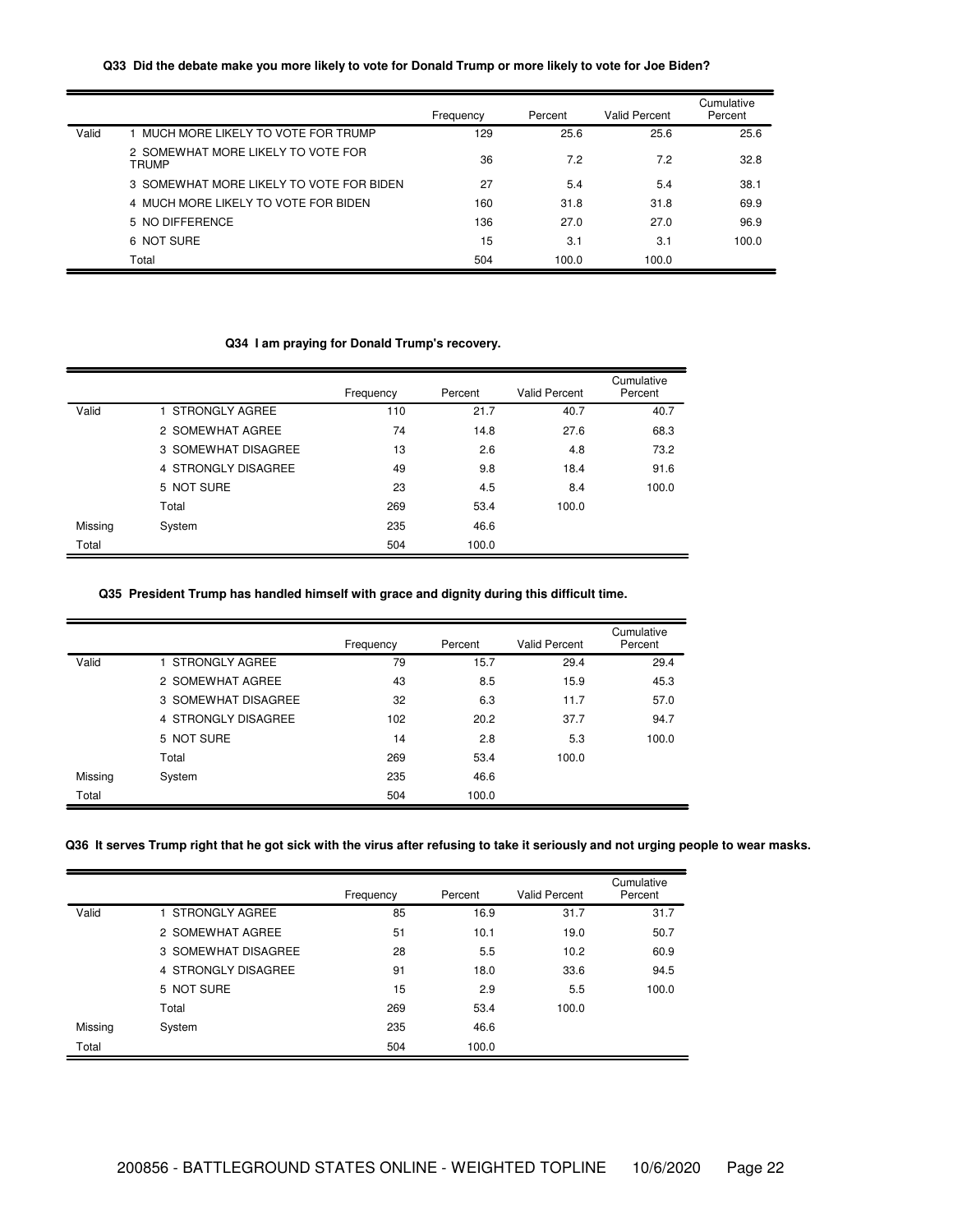**Q33 Did the debate make you more likely to vote for Donald Trump or more likely to vote for Joe Biden?**

| | | Frequency | Percent | Valid Percent | Cumulative Percent |
|---|---|---|---|---|---|
| Valid | 1 MUCH MORE LIKELY TO VOTE FOR TRUMP | 129 | 25.6 | 25.6 | 25.6 |
| | 2 SOMEWHAT MORE LIKELY TO VOTE FOR TRUMP | 36 | 7.2 | 7.2 | 32.8 |
| | 3 SOMEWHAT MORE LIKELY TO VOTE FOR BIDEN | 27 | 5.4 | 5.4 | 38.1 |
| | 4 MUCH MORE LIKELY TO VOTE FOR BIDEN | 160 | 31.8 | 31.8 | 69.9 |
| | 5 NO DIFFERENCE | 136 | 27.0 | 27.0 | 96.9 |
| | 6 NOT SURE | 15 | 3.1 | 3.1 | 100.0 |
| | Total | 504 | 100.0 | 100.0 | |

**Q34 I am praying for Donald Trump's recovery.**

| | | Frequency | Percent | Valid Percent | Cumulative Percent |
|---|---|---|---|---|---|
| Valid | 1 STRONGLY AGREE | 110 | 21.7 | 40.7 | 40.7 |
| | 2 SOMEWHAT AGREE | 74 | 14.8 | 27.6 | 68.3 |
| | 3 SOMEWHAT DISAGREE | 13 | 2.6 | 4.8 | 73.2 |
| | 4 STRONGLY DISAGREE | 49 | 9.8 | 18.4 | 91.6 |
| | 5 NOT SURE | 23 | 4.5 | 8.4 | 100.0 |
| | Total | 269 | 53.4 | 100.0 | |
| Missing | System | 235 | 46.6 | | |
| Total | | 504 | 100.0 | | |

**Q35 President Trump has handled himself with grace and dignity during this difficult time.**

| | | Frequency | Percent | Valid Percent | Cumulative Percent |
|---|---|---|---|---|---|
| Valid | 1 STRONGLY AGREE | 79 | 15.7 | 29.4 | 29.4 |
| | 2 SOMEWHAT AGREE | 43 | 8.5 | 15.9 | 45.3 |
| | 3 SOMEWHAT DISAGREE | 32 | 6.3 | 11.7 | 57.0 |
| | 4 STRONGLY DISAGREE | 102 | 20.2 | 37.7 | 94.7 |
| | 5 NOT SURE | 14 | 2.8 | 5.3 | 100.0 |
| | Total | 269 | 53.4 | 100.0 | |
| Missing | System | 235 | 46.6 | | |
| Total | | 504 | 100.0 | | |

**Q36 It serves Trump right that he got sick with the virus after refusing to take it seriously and not urging people to wear masks.**

| | | Frequency | Percent | Valid Percent | Cumulative Percent |
|---|---|---|---|---|---|
| Valid | 1 STRONGLY AGREE | 85 | 16.9 | 31.7 | 31.7 |
| | 2 SOMEWHAT AGREE | 51 | 10.1 | 19.0 | 50.7 |
| | 3 SOMEWHAT DISAGREE | 28 | 5.5 | 10.2 | 60.9 |
| | 4 STRONGLY DISAGREE | 91 | 18.0 | 33.6 | 94.5 |
| | 5 NOT SURE | 15 | 2.9 | 5.5 | 100.0 |
| | Total | 269 | 53.4 | 100.0 | |
| Missing | System | 235 | 46.6 | | |
| Total | | 504 | 100.0 | | |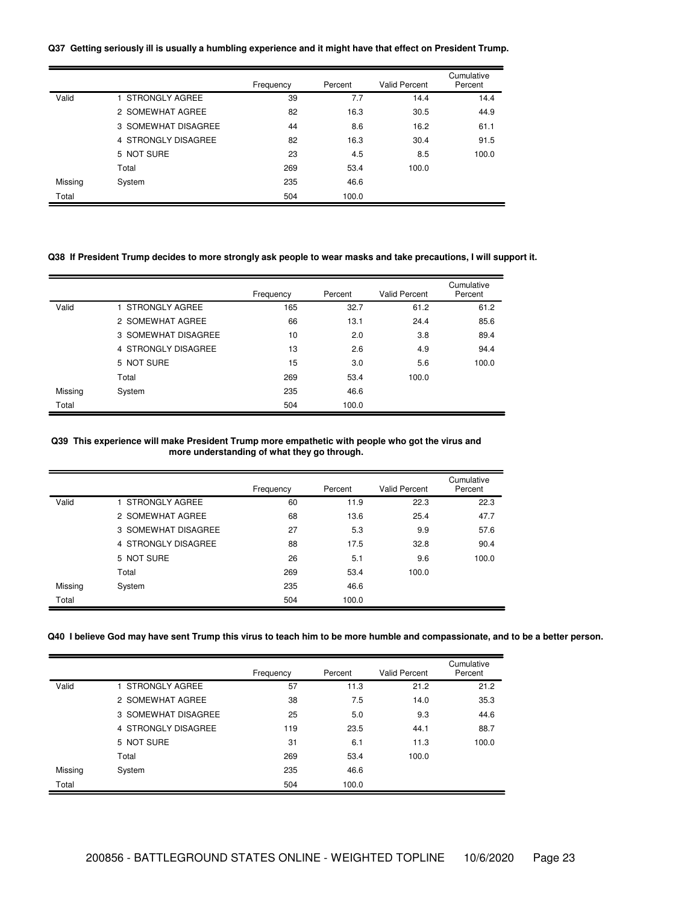**Q37 Getting seriously ill is usually a humbling experience and it might have that effect on President Trump.**

| | | Frequency | Percent | Valid Percent | Cumulative Percent |
|---|---|---|---|---|---|
| Valid | 1 STRONGLY AGREE | 39 | 7.7 | 14.4 | 14.4 |
| | 2 SOMEWHAT AGREE | 82 | 16.3 | 30.5 | 44.9 |
| | 3 SOMEWHAT DISAGREE | 44 | 8.6 | 16.2 | 61.1 |
| | 4 STRONGLY DISAGREE | 82 | 16.3 | 30.4 | 91.5 |
| | 5 NOT SURE | 23 | 4.5 | 8.5 | 100.0 |
| | Total | 269 | 53.4 | 100.0 | |
| Missing | System | 235 | 46.6 | | |
| Total | | 504 | 100.0 | | |

**Q38 If President Trump decides to more strongly ask people to wear masks and take precautions, I will support it.**

| | | Frequency | Percent | Valid Percent | Cumulative Percent |
|---|---|---|---|---|---|
| Valid | 1 STRONGLY AGREE | 165 | 32.7 | 61.2 | 61.2 |
| | 2 SOMEWHAT AGREE | 66 | 13.1 | 24.4 | 85.6 |
| | 3 SOMEWHAT DISAGREE | 10 | 2.0 | 3.8 | 89.4 |
| | 4 STRONGLY DISAGREE | 13 | 2.6 | 4.9 | 94.4 |
| | 5 NOT SURE | 15 | 3.0 | 5.6 | 100.0 |
| | Total | 269 | 53.4 | 100.0 | |
| Missing | System | 235 | 46.6 | | |
| Total | | 504 | 100.0 | | |

**Q39 This experience will make President Trump more empathetic with people who got the virus and more understanding of what they go through.**

| | | Frequency | Percent | Valid Percent | Cumulative Percent |
|---|---|---|---|---|---|
| Valid | 1 STRONGLY AGREE | 60 | 11.9 | 22.3 | 22.3 |
| | 2 SOMEWHAT AGREE | 68 | 13.6 | 25.4 | 47.7 |
| | 3 SOMEWHAT DISAGREE | 27 | 5.3 | 9.9 | 57.6 |
| | 4 STRONGLY DISAGREE | 88 | 17.5 | 32.8 | 90.4 |
| | 5 NOT SURE | 26 | 5.1 | 9.6 | 100.0 |
| | Total | 269 | 53.4 | 100.0 | |
| Missing | System | 235 | 46.6 | | |
| Total | | 504 | 100.0 | | |

**Q40 I believe God may have sent Trump this virus to teach him to be more humble and compassionate, and to be a better person.**

| | | Frequency | Percent | Valid Percent | Cumulative Percent |
|---|---|---|---|---|---|
| Valid | 1 STRONGLY AGREE | 57 | 11.3 | 21.2 | 21.2 |
| | 2 SOMEWHAT AGREE | 38 | 7.5 | 14.0 | 35.3 |
| | 3 SOMEWHAT DISAGREE | 25 | 5.0 | 9.3 | 44.6 |
| | 4 STRONGLY DISAGREE | 119 | 23.5 | 44.1 | 88.7 |
| | 5 NOT SURE | 31 | 6.1 | 11.3 | 100.0 |
| | Total | 269 | 53.4 | 100.0 | |
| Missing | System | 235 | 46.6 | | |
| Total | | 504 | 100.0 | | |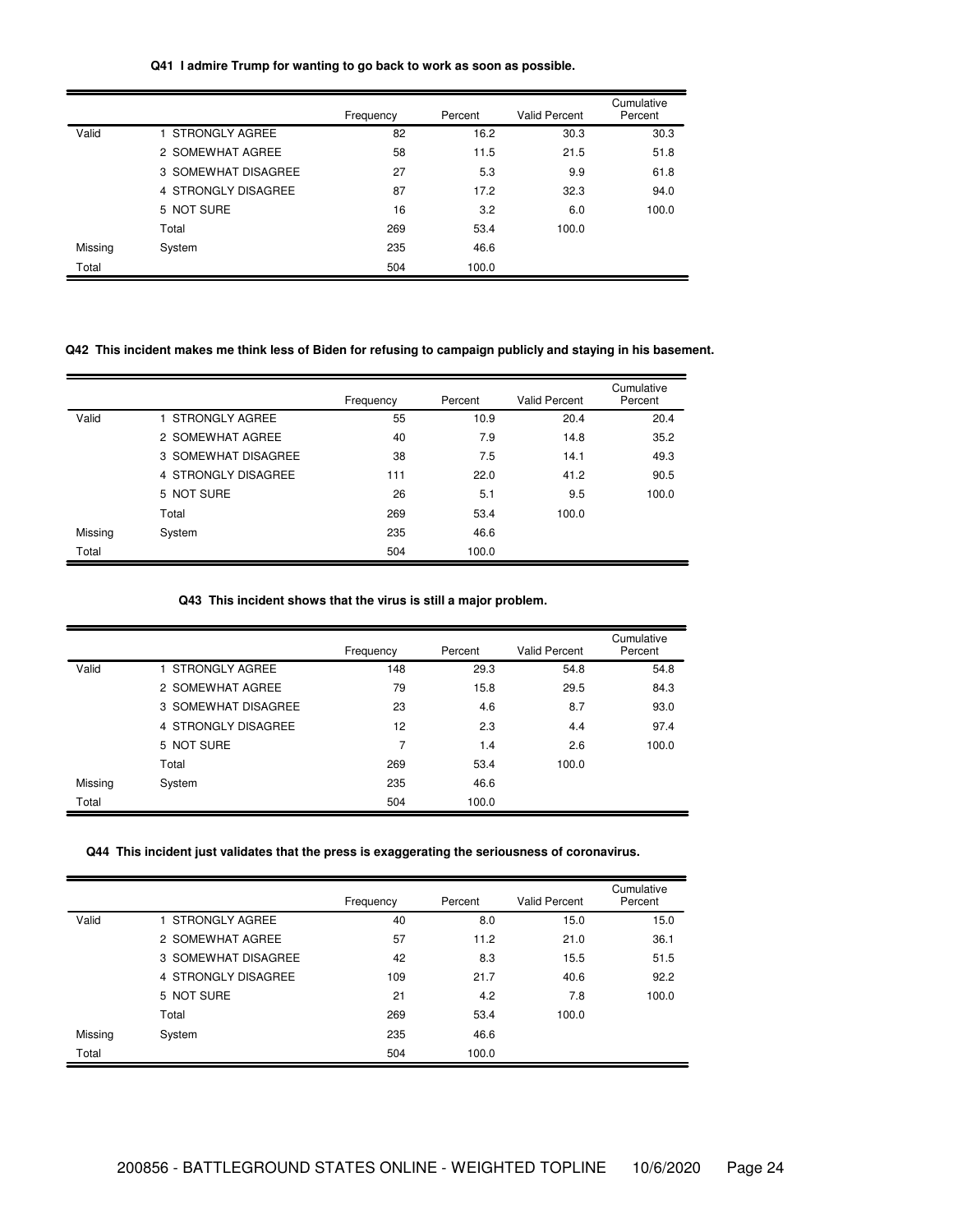**Q41 I admire Trump for wanting to go back to work as soon as possible.**

| | | Frequency | Percent | Valid Percent | Cumulative Percent |
|---|---|---|---|---|---|
| Valid | 1 STRONGLY AGREE | 82 | 16.2 | 30.3 | 30.3 |
| | 2 SOMEWHAT AGREE | 58 | 11.5 | 21.5 | 51.8 |
| | 3 SOMEWHAT DISAGREE | 27 | 5.3 | 9.9 | 61.8 |
| | 4 STRONGLY DISAGREE | 87 | 17.2 | 32.3 | 94.0 |
| | 5 NOT SURE | 16 | 3.2 | 6.0 | 100.0 |
| | Total | 269 | 53.4 | 100.0 | |
| Missing | System | 235 | 46.6 | | |
| Total | | 504 | 100.0 | | |

**Q42 This incident makes me think less of Biden for refusing to campaign publicly and staying in his basement.**

| | | Frequency | Percent | Valid Percent | Cumulative Percent |
|---|---|---|---|---|---|
| Valid | 1 STRONGLY AGREE | 55 | 10.9 | 20.4 | 20.4 |
| | 2 SOMEWHAT AGREE | 40 | 7.9 | 14.8 | 35.2 |
| | 3 SOMEWHAT DISAGREE | 38 | 7.5 | 14.1 | 49.3 |
| | 4 STRONGLY DISAGREE | 111 | 22.0 | 41.2 | 90.5 |
| | 5 NOT SURE | 26 | 5.1 | 9.5 | 100.0 |
| | Total | 269 | 53.4 | 100.0 | |
| Missing | System | 235 | 46.6 | | |
| Total | | 504 | 100.0 | | |

**Q43 This incident shows that the virus is still a major problem.**

| | | Frequency | Percent | Valid Percent | Cumulative Percent |
|---|---|---|---|---|---|
| Valid | 1 STRONGLY AGREE | 148 | 29.3 | 54.8 | 54.8 |
| | 2 SOMEWHAT AGREE | 79 | 15.8 | 29.5 | 84.3 |
| | 3 SOMEWHAT DISAGREE | 23 | 4.6 | 8.7 | 93.0 |
| | 4 STRONGLY DISAGREE | 12 | 2.3 | 4.4 | 97.4 |
| | 5 NOT SURE | 7 | 1.4 | 2.6 | 100.0 |
| | Total | 269 | 53.4 | 100.0 | |
| Missing | System | 235 | 46.6 | | |
| Total | | 504 | 100.0 | | |

**Q44 This incident just validates that the press is exaggerating the seriousness of coronavirus.**

| | | Frequency | Percent | Valid Percent | Cumulative Percent |
|---|---|---|---|---|---|
| Valid | 1 STRONGLY AGREE | 40 | 8.0 | 15.0 | 15.0 |
| | 2 SOMEWHAT AGREE | 57 | 11.2 | 21.0 | 36.1 |
| | 3 SOMEWHAT DISAGREE | 42 | 8.3 | 15.5 | 51.5 |
| | 4 STRONGLY DISAGREE | 109 | 21.7 | 40.6 | 92.2 |
| | 5 NOT SURE | 21 | 4.2 | 7.8 | 100.0 |
| | Total | 269 | 53.4 | 100.0 | |
| Missing | System | 235 | 46.6 | | |
| Total | | 504 | 100.0 | | |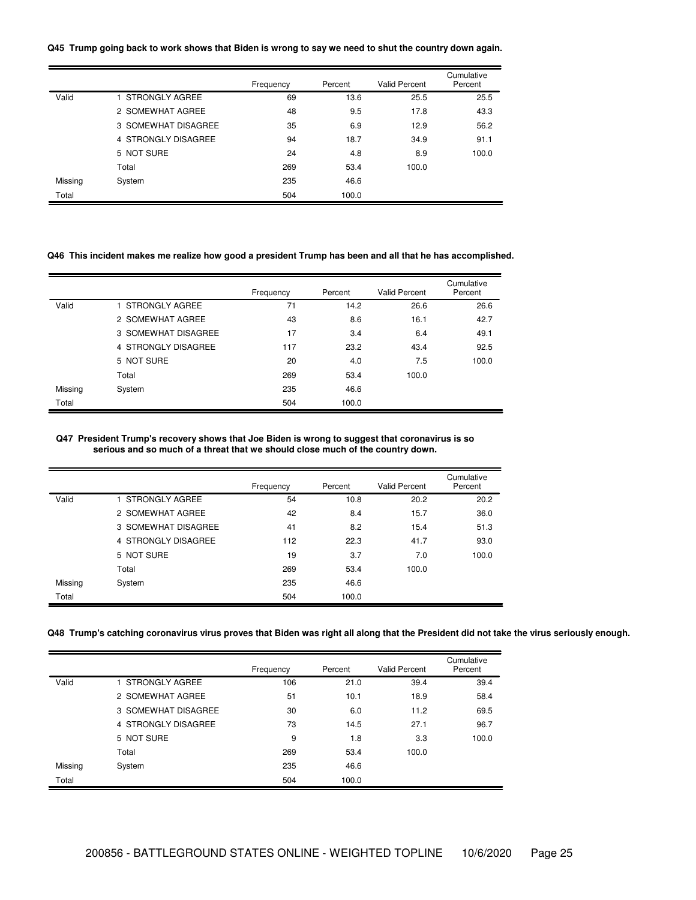**Q45 Trump going back to work shows that Biden is wrong to say we need to shut the country down again.**

| | | Frequency | Percent | Valid Percent | Cumulative Percent |
|---|---|---|---|---|---|
| Valid | 1 STRONGLY AGREE | 69 | 13.6 | 25.5 | 25.5 |
| | 2 SOMEWHAT AGREE | 48 | 9.5 | 17.8 | 43.3 |
| | 3 SOMEWHAT DISAGREE | 35 | 6.9 | 12.9 | 56.2 |
| | 4 STRONGLY DISAGREE | 94 | 18.7 | 34.9 | 91.1 |
| | 5 NOT SURE | 24 | 4.8 | 8.9 | 100.0 |
| | Total | 269 | 53.4 | 100.0 | |
| Missing | System | 235 | 46.6 | | |
| Total | | 504 | 100.0 | | |

**Q46 This incident makes me realize how good a president Trump has been and all that he has accomplished.**

| | | Frequency | Percent | Valid Percent | Cumulative Percent |
|---|---|---|---|---|---|
| Valid | 1 STRONGLY AGREE | 71 | 14.2 | 26.6 | 26.6 |
| | 2 SOMEWHAT AGREE | 43 | 8.6 | 16.1 | 42.7 |
| | 3 SOMEWHAT DISAGREE | 17 | 3.4 | 6.4 | 49.1 |
| | 4 STRONGLY DISAGREE | 117 | 23.2 | 43.4 | 92.5 |
| | 5 NOT SURE | 20 | 4.0 | 7.5 | 100.0 |
| | Total | 269 | 53.4 | 100.0 | |
| Missing | System | 235 | 46.6 | | |
| Total | | 504 | 100.0 | | |

**Q47 President Trump's recovery shows that Joe Biden is wrong to suggest that coronavirus is so serious and so much of a threat that we should close much of the country down.**

| | | Frequency | Percent | Valid Percent | Cumulative Percent |
|---|---|---|---|---|---|
| Valid | 1 STRONGLY AGREE | 54 | 10.8 | 20.2 | 20.2 |
| | 2 SOMEWHAT AGREE | 42 | 8.4 | 15.7 | 36.0 |
| | 3 SOMEWHAT DISAGREE | 41 | 8.2 | 15.4 | 51.3 |
| | 4 STRONGLY DISAGREE | 112 | 22.3 | 41.7 | 93.0 |
| | 5 NOT SURE | 19 | 3.7 | 7.0 | 100.0 |
| | Total | 269 | 53.4 | 100.0 | |
| Missing | System | 235 | 46.6 | | |
| Total | | 504 | 100.0 | | |

**Q48 Trump's catching coronavirus virus proves that Biden was right all along that the President did not take the virus seriously enough.**

| | | Frequency | Percent | Valid Percent | Cumulative Percent |
|---|---|---|---|---|---|
| Valid | 1 STRONGLY AGREE | 106 | 21.0 | 39.4 | 39.4 |
| | 2 SOMEWHAT AGREE | 51 | 10.1 | 18.9 | 58.4 |
| | 3 SOMEWHAT DISAGREE | 30 | 6.0 | 11.2 | 69.5 |
| | 4 STRONGLY DISAGREE | 73 | 14.5 | 27.1 | 96.7 |
| | 5 NOT SURE | 9 | 1.8 | 3.3 | 100.0 |
| | Total | 269 | 53.4 | 100.0 | |
| Missing | System | 235 | 46.6 | | |
| Total | | 504 | 100.0 | | |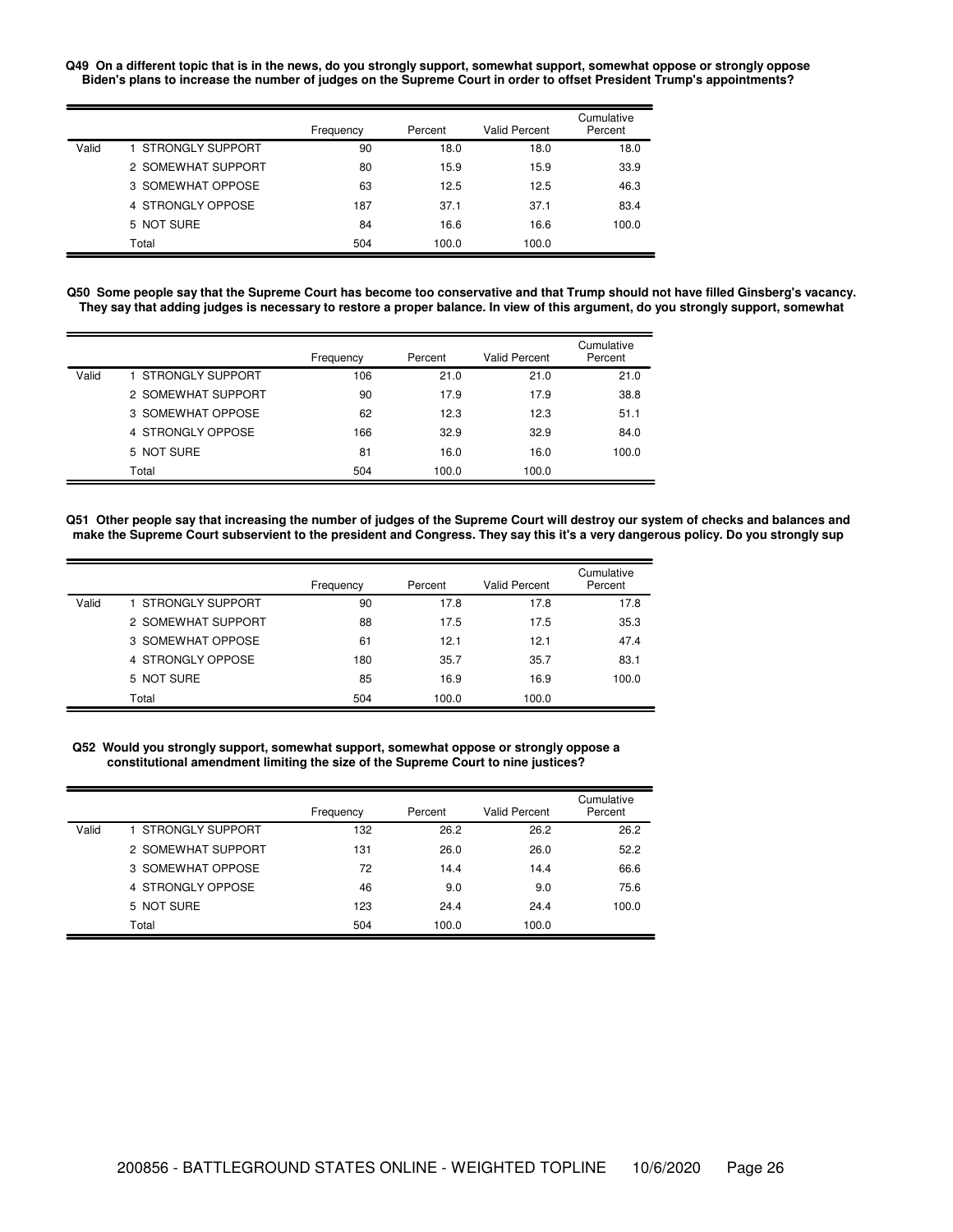**Q49 On a different topic that is in the news, do you strongly support, somewhat support, somewhat oppose or strongly oppose Biden's plans to increase the number of judges on the Supreme Court in order to offset President Trump's appointments?**

| | | Frequency | Percent | Valid Percent | Cumulative Percent |
|---|---|---|---|---|---|
| Valid | 1 STRONGLY SUPPORT | 90 | 18.0 | 18.0 | 18.0 |
| | 2 SOMEWHAT SUPPORT | 80 | 15.9 | 15.9 | 33.9 |
| | 3 SOMEWHAT OPPOSE | 63 | 12.5 | 12.5 | 46.3 |
| | 4 STRONGLY OPPOSE | 187 | 37.1 | 37.1 | 83.4 |
| | 5 NOT SURE | 84 | 16.6 | 16.6 | 100.0 |
| | Total | 504 | 100.0 | 100.0 | |

**Q50 Some people say that the Supreme Court has become too conservative and that Trump should not have filled Ginsberg's vacancy. They say that adding judges is necessary to restore a proper balance. In view of this argument, do you strongly support, somewhat**

| | | Frequency | Percent | Valid Percent | Cumulative Percent |
|---|---|---|---|---|---|
| Valid | 1 STRONGLY SUPPORT | 106 | 21.0 | 21.0 | 21.0 |
| | 2 SOMEWHAT SUPPORT | 90 | 17.9 | 17.9 | 38.8 |
| | 3 SOMEWHAT OPPOSE | 62 | 12.3 | 12.3 | 51.1 |
| | 4 STRONGLY OPPOSE | 166 | 32.9 | 32.9 | 84.0 |
| | 5 NOT SURE | 81 | 16.0 | 16.0 | 100.0 |
| | Total | 504 | 100.0 | 100.0 | |

**Q51 Other people say that increasing the number of judges of the Supreme Court will destroy our system of checks and balances and make the Supreme Court subservient to the president and Congress. They say this it's a very dangerous policy. Do you strongly sup**

| | | Frequency | Percent | Valid Percent | Cumulative Percent |
|---|---|---|---|---|---|
| Valid | 1 STRONGLY SUPPORT | 90 | 17.8 | 17.8 | 17.8 |
| | 2 SOMEWHAT SUPPORT | 88 | 17.5 | 17.5 | 35.3 |
| | 3 SOMEWHAT OPPOSE | 61 | 12.1 | 12.1 | 47.4 |
| | 4 STRONGLY OPPOSE | 180 | 35.7 | 35.7 | 83.1 |
| | 5 NOT SURE | 85 | 16.9 | 16.9 | 100.0 |
| | Total | 504 | 100.0 | 100.0 | |

**Q52 Would you strongly support, somewhat support, somewhat oppose or strongly oppose a constitutional amendment limiting the size of the Supreme Court to nine justices?**

| | | Frequency | Percent | Valid Percent | Cumulative Percent |
|---|---|---|---|---|---|
| Valid | 1 STRONGLY SUPPORT | 132 | 26.2 | 26.2 | 26.2 |
| | 2 SOMEWHAT SUPPORT | 131 | 26.0 | 26.0 | 52.2 |
| | 3 SOMEWHAT OPPOSE | 72 | 14.4 | 14.4 | 66.6 |
| | 4 STRONGLY OPPOSE | 46 | 9.0 | 9.0 | 75.6 |
| | 5 NOT SURE | 123 | 24.4 | 24.4 | 100.0 |
| | Total | 504 | 100.0 | 100.0 | |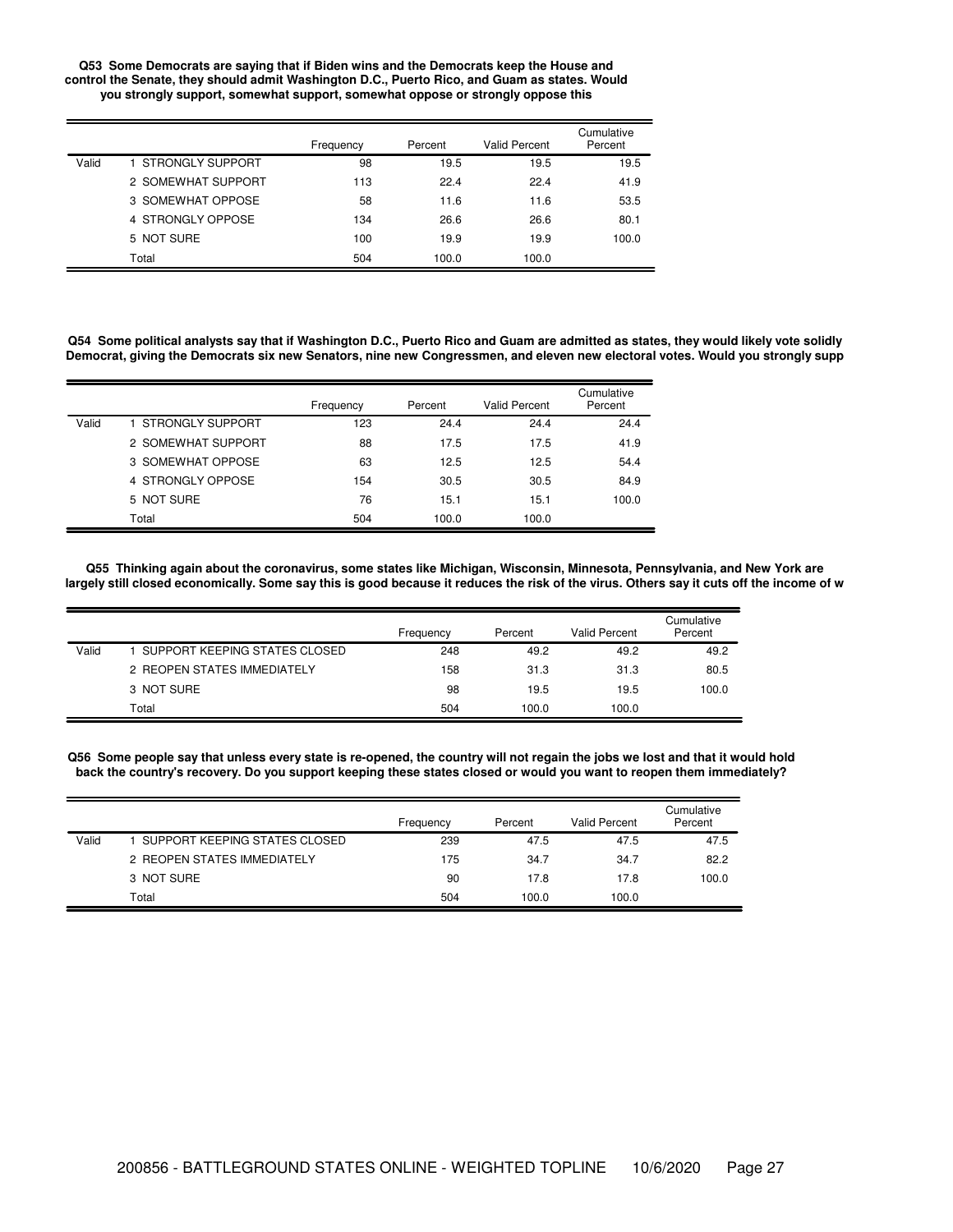**Q53 Some Democrats are saying that if Biden wins and the Democrats keep the House and control the Senate, they should admit Washington D.C., Puerto Rico, and Guam as states. Would you strongly support, somewhat support, somewhat oppose or strongly oppose this**

| | | Frequency | Percent | Valid Percent | Cumulative Percent |
|---|---|---|---|---|---|
| Valid | 1 STRONGLY SUPPORT | 98 | 19.5 | 19.5 | 19.5 |
| | 2 SOMEWHAT SUPPORT | 113 | 22.4 | 22.4 | 41.9 |
| | 3 SOMEWHAT OPPOSE | 58 | 11.6 | 11.6 | 53.5 |
| | 4 STRONGLY OPPOSE | 134 | 26.6 | 26.6 | 80.1 |
| | 5 NOT SURE | 100 | 19.9 | 19.9 | 100.0 |
| | Total | 504 | 100.0 | 100.0 | |

**Q54 Some political analysts say that if Washington D.C., Puerto Rico and Guam are admitted as states, they would likely vote solidly Democrat, giving the Democrats six new Senators, nine new Congressmen, and eleven new electoral votes. Would you strongly supp**

| | | Frequency | Percent | Valid Percent | Cumulative Percent |
|---|---|---|---|---|---|
| Valid | 1 STRONGLY SUPPORT | 123 | 24.4 | 24.4 | 24.4 |
| | 2 SOMEWHAT SUPPORT | 88 | 17.5 | 17.5 | 41.9 |
| | 3 SOMEWHAT OPPOSE | 63 | 12.5 | 12.5 | 54.4 |
| | 4 STRONGLY OPPOSE | 154 | 30.5 | 30.5 | 84.9 |
| | 5 NOT SURE | 76 | 15.1 | 15.1 | 100.0 |
| | Total | 504 | 100.0 | 100.0 | |

**Q55 Thinking again about the coronavirus, some states like Michigan, Wisconsin, Minnesota, Pennsylvania, and New York are largely still closed economically. Some say this is good because it reduces the risk of the virus. Others say it cuts off the income of w**

| | | Frequency | Percent | Valid Percent | Cumulative Percent |
|---|---|---|---|---|---|
| Valid | 1 SUPPORT KEEPING STATES CLOSED | 248 | 49.2 | 49.2 | 49.2 |
| | 2 REOPEN STATES IMMEDIATELY | 158 | 31.3 | 31.3 | 80.5 |
| | 3 NOT SURE | 98 | 19.5 | 19.5 | 100.0 |
| | Total | 504 | 100.0 | 100.0 | |

**Q56 Some people say that unless every state is re-opened, the country will not regain the jobs we lost and that it would hold back the country's recovery. Do you support keeping these states closed or would you want to reopen them immediately?**

| | | Frequency | Percent | Valid Percent | Cumulative Percent |
|---|---|---|---|---|---|
| Valid | 1 SUPPORT KEEPING STATES CLOSED | 239 | 47.5 | 47.5 | 47.5 |
| | 2 REOPEN STATES IMMEDIATELY | 175 | 34.7 | 34.7 | 82.2 |
| | 3 NOT SURE | 90 | 17.8 | 17.8 | 100.0 |
| | Total | 504 | 100.0 | 100.0 | |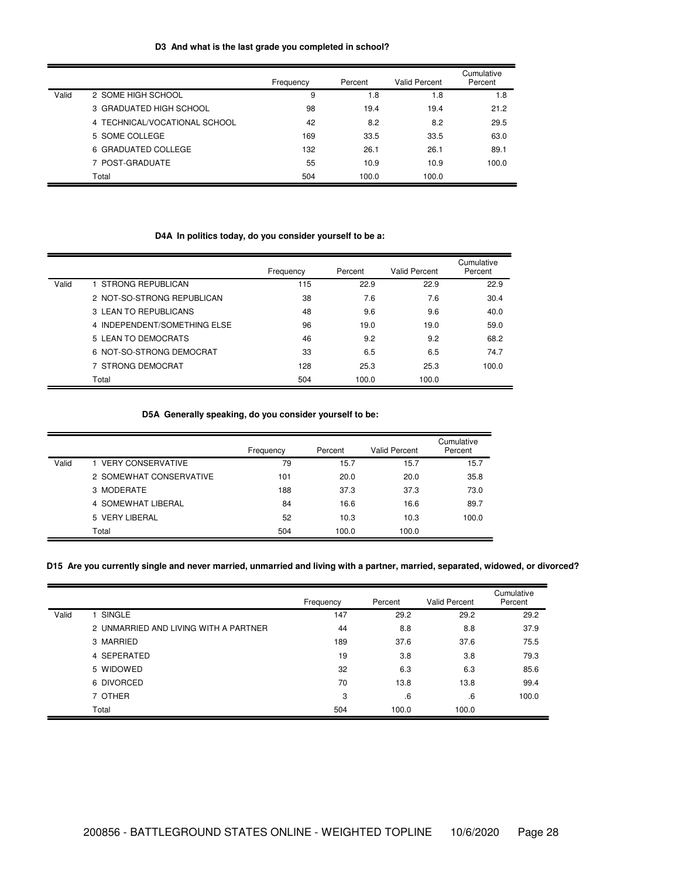**D3 And what is the last grade you completed in school?**

| | | Frequency | Percent | Valid Percent | Cumulative Percent |
|---|---|---|---|---|---|
| Valid | 2 SOME HIGH SCHOOL | 9 | 1.8 | 1.8 | 1.8 |
| | 3 GRADUATED HIGH SCHOOL | 98 | 19.4 | 19.4 | 21.2 |
| | 4 TECHNICAL/VOCATIONAL SCHOOL | 42 | 8.2 | 8.2 | 29.5 |
| | 5 SOME COLLEGE | 169 | 33.5 | 33.5 | 63.0 |
| | 6 GRADUATED COLLEGE | 132 | 26.1 | 26.1 | 89.1 |
| | 7 POST-GRADUATE | 55 | 10.9 | 10.9 | 100.0 |
| | Total | 504 | 100.0 | 100.0 | |

**D4A In politics today, do you consider yourself to be a:**

| | | Frequency | Percent | Valid Percent | Cumulative Percent |
|---|---|---|---|---|---|
| Valid | 1 STRONG REPUBLICAN | 115 | 22.9 | 22.9 | 22.9 |
| | 2 NOT-SO-STRONG REPUBLICAN | 38 | 7.6 | 7.6 | 30.4 |
| | 3 LEAN TO REPUBLICANS | 48 | 9.6 | 9.6 | 40.0 |
| | 4 INDEPENDENT/SOMETHING ELSE | 96 | 19.0 | 19.0 | 59.0 |
| | 5 LEAN TO DEMOCRATS | 46 | 9.2 | 9.2 | 68.2 |
| | 6 NOT-SO-STRONG DEMOCRAT | 33 | 6.5 | 6.5 | 74.7 |
| | 7 STRONG DEMOCRAT | 128 | 25.3 | 25.3 | 100.0 |
| | Total | 504 | 100.0 | 100.0 | |

**D5A Generally speaking, do you consider yourself to be:**

| | | Frequency | Percent | Valid Percent | Cumulative Percent |
|---|---|---|---|---|---|
| Valid | 1 VERY CONSERVATIVE | 79 | 15.7 | 15.7 | 15.7 |
| | 2 SOMEWHAT CONSERVATIVE | 101 | 20.0 | 20.0 | 35.8 |
| | 3 MODERATE | 188 | 37.3 | 37.3 | 73.0 |
| | 4 SOMEWHAT LIBERAL | 84 | 16.6 | 16.6 | 89.7 |
| | 5 VERY LIBERAL | 52 | 10.3 | 10.3 | 100.0 |
| | Total | 504 | 100.0 | 100.0 | |

**D15 Are you currently single and never married, unmarried and living with a partner, married, separated, widowed, or divorced?**

| | | Frequency | Percent | Valid Percent | Cumulative Percent |
|---|---|---|---|---|---|
| Valid | 1 SINGLE | 147 | 29.2 | 29.2 | 29.2 |
| | 2 UNMARRIED AND LIVING WITH A PARTNER | 44 | 8.8 | 8.8 | 37.9 |
| | 3 MARRIED | 189 | 37.6 | 37.6 | 75.5 |
| | 4 SEPERATED | 19 | 3.8 | 3.8 | 79.3 |
| | 5 WIDOWED | 32 | 6.3 | 6.3 | 85.6 |
| | 6 DIVORCED | 70 | 13.8 | 13.8 | 99.4 |
| | 7 OTHER | 3 | .6 | .6 | 100.0 |
| | Total | 504 | 100.0 | 100.0 | |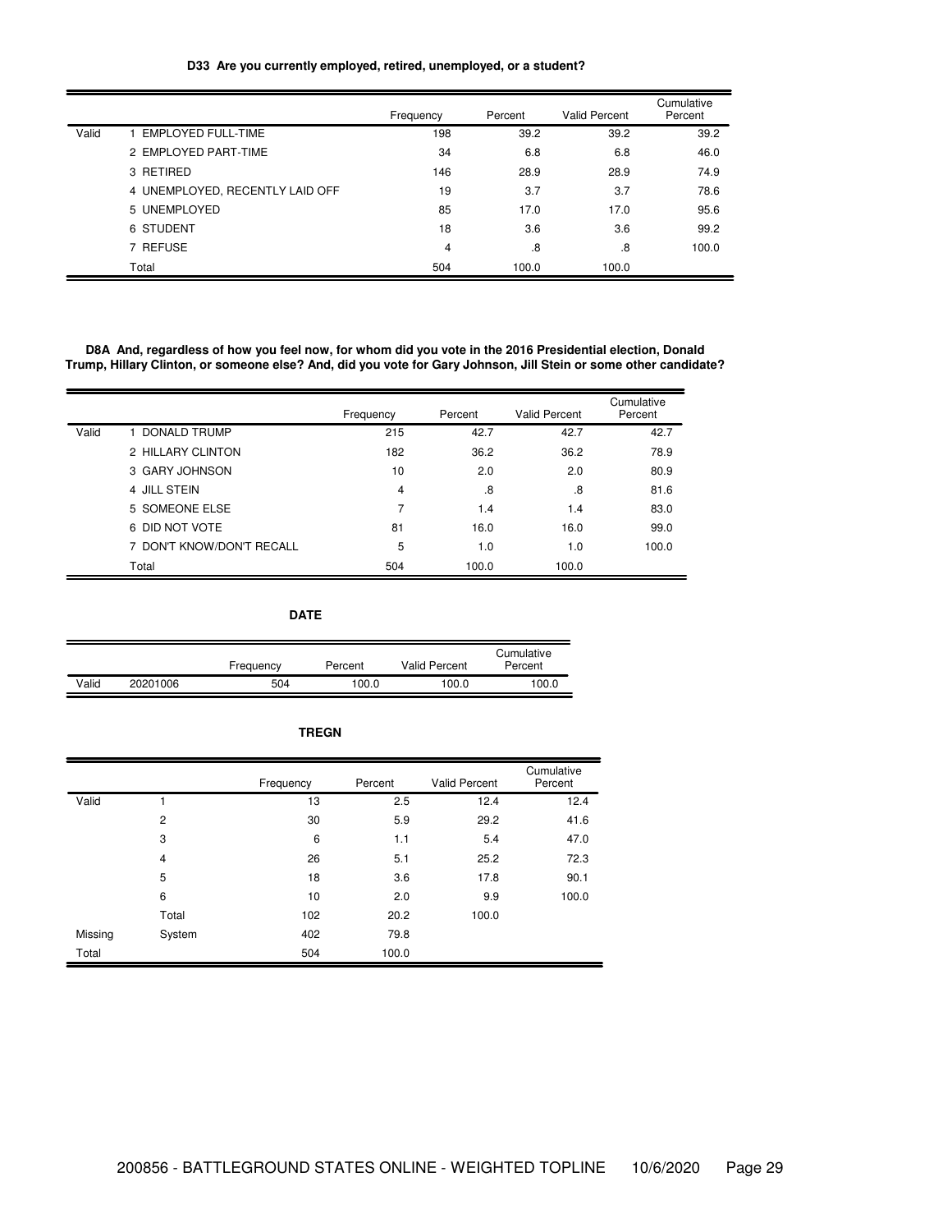**D33 Are you currently employed, retired, unemployed, or a student?**

| | | Frequency | Percent | Valid Percent | Cumulative Percent |
|---|---|---|---|---|---|
| Valid | 1 EMPLOYED FULL-TIME | 198 | 39.2 | 39.2 | 39.2 |
| | 2 EMPLOYED PART-TIME | 34 | 6.8 | 6.8 | 46.0 |
| | 3 RETIRED | 146 | 28.9 | 28.9 | 74.9 |
| | 4 UNEMPLOYED, RECENTLY LAID OFF | 19 | 3.7 | 3.7 | 78.6 |
| | 5 UNEMPLOYED | 85 | 17.0 | 17.0 | 95.6 |
| | 6 STUDENT | 18 | 3.6 | 3.6 | 99.2 |
| | 7 REFUSE | 4 | .8 | .8 | 100.0 |
| | Total | 504 | 100.0 | 100.0 | |

**D8A And, regardless of how you feel now, for whom did you vote in the 2016 Presidential election, Donald Trump, Hillary Clinton, or someone else? And, did you vote for Gary Johnson, Jill Stein or some other candidate?**

| | | Frequency | Percent | Valid Percent | Cumulative Percent |
|---|---|---|---|---|---|
| Valid | 1 DONALD TRUMP | 215 | 42.7 | 42.7 | 42.7 |
| | 2 HILLARY CLINTON | 182 | 36.2 | 36.2 | 78.9 |
| | 3 GARY JOHNSON | 10 | 2.0 | 2.0 | 80.9 |
| | 4 JILL STEIN | 4 | .8 | .8 | 81.6 |
| | 5 SOMEONE ELSE | 7 | 1.4 | 1.4 | 83.0 |
| | 6 DID NOT VOTE | 81 | 16.0 | 16.0 | 99.0 |
| | 7 DON'T KNOW/DON'T RECALL | 5 | 1.0 | 1.0 | 100.0 |
| | Total | 504 | 100.0 | 100.0 | |

**DATE**

| | | Frequency | Percent | Valid Percent | Cumulative Percent |
|---|---|---|---|---|---|
| Valid | 20201006 | 504 | 100.0 | 100.0 | 100.0 |

**TREGN**

| | | Frequency | Percent | Valid Percent | Cumulative Percent |
|---|---|---|---|---|---|
| Valid | 1 | 13 | 2.5 | 12.4 | 12.4 |
| | 2 | 30 | 5.9 | 29.2 | 41.6 |
| | 3 | 6 | 1.1 | 5.4 | 47.0 |
| | 4 | 26 | 5.1 | 25.2 | 72.3 |
| | 5 | 18 | 3.6 | 17.8 | 90.1 |
| | 6 | 10 | 2.0 | 9.9 | 100.0 |
| | Total | 102 | 20.2 | 100.0 | |
| Missing | System | 402 | 79.8 | | |
| Total | | 504 | 100.0 | | |